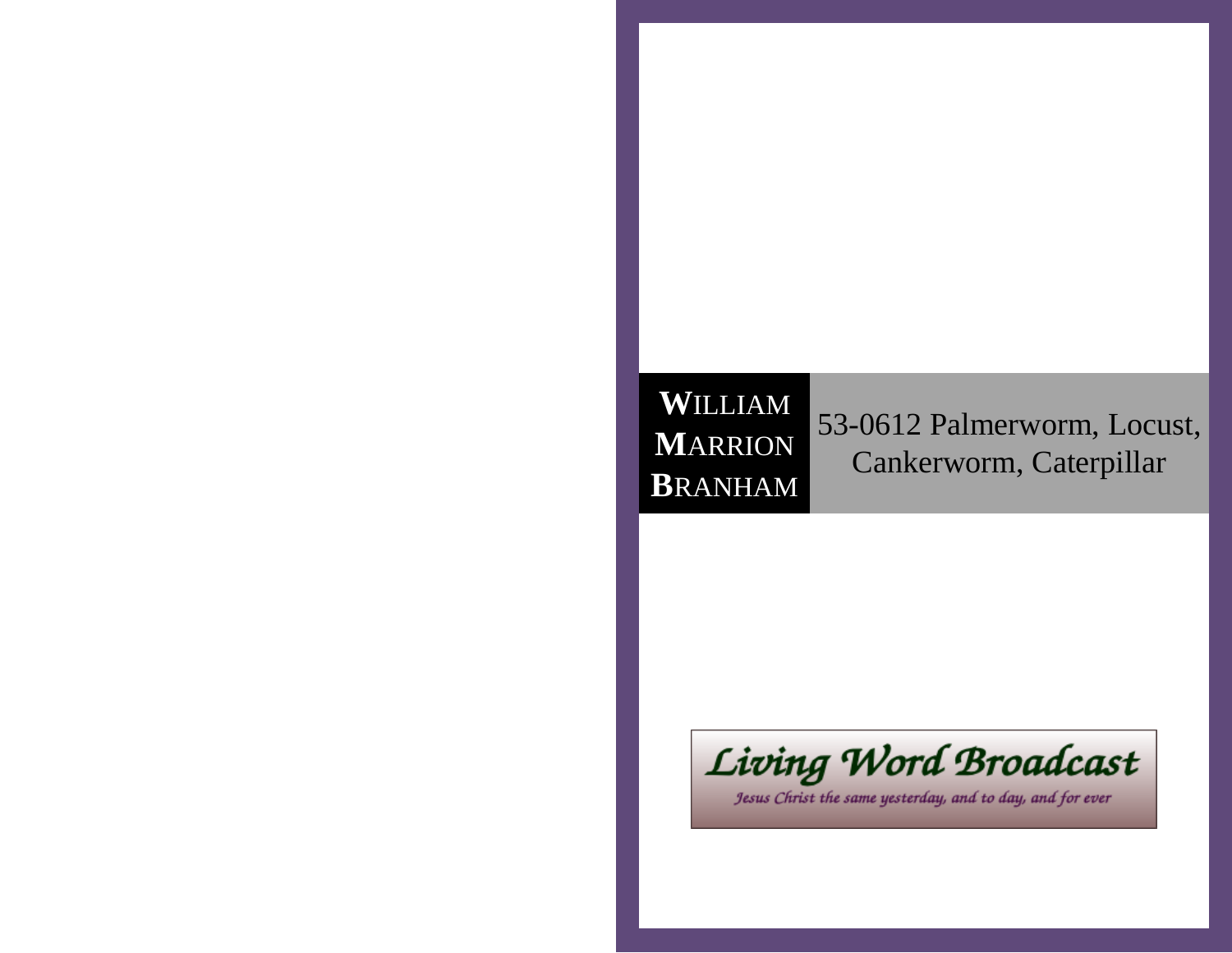**W**ILLIAM
**M**ARRION
**B**RANHAM

# 53-0612 Palmerworm, Locust, Cankerworm, Caterpillar

Living Word Broadcast

*Jesus Christ the same yesterday, and to day, and for ever*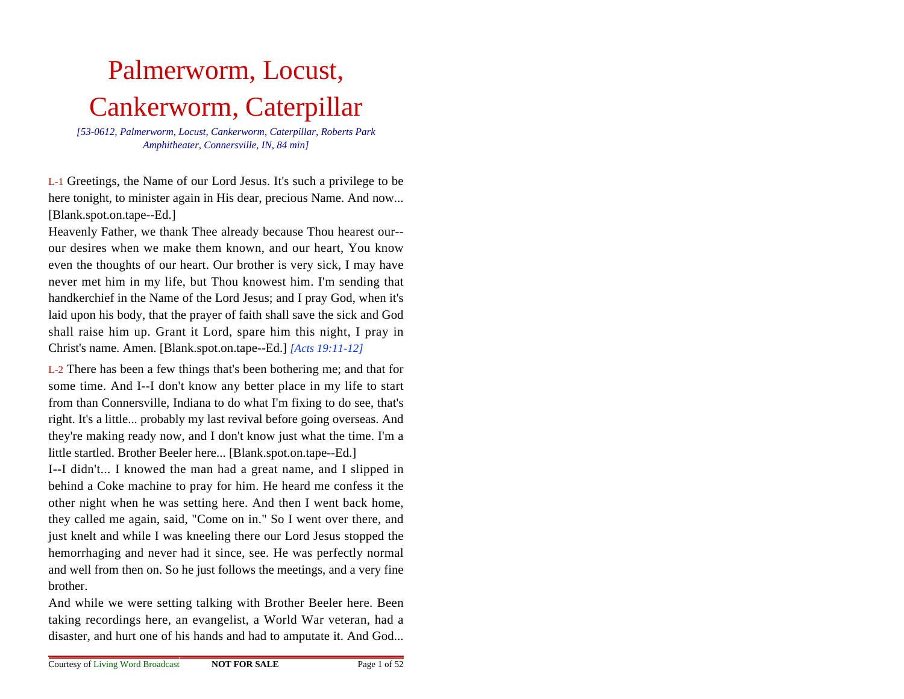# Palmerworm, Locust, Cankerworm, Caterpillar

*[53-0612, Palmerworm, Locust, Cankerworm, Caterpillar, Roberts Park Amphitheater, Connersville, IN, 84 min]*

L-1 Greetings, the Name of our Lord Jesus. It's such a privilege to be here tonight, to minister again in His dear, precious Name. And now... [Blank.spot.on.tape--Ed.]

Heavenly Father, we thank Thee already because Thou hearest our--our desires when we make them known, and our heart, You know even the thoughts of our heart. Our brother is very sick, I may have never met him in my life, but Thou knowest him. I'm sending that handkerchief in the Name of the Lord Jesus; and I pray God, when it's laid upon his body, that the prayer of faith shall save the sick and God shall raise him up. Grant it Lord, spare him this night, I pray in Christ's name. Amen. [Blank.spot.on.tape--Ed.] *[Acts 19:11-12]*

L-2 There has been a few things that's been bothering me; and that for some time. And I--I don't know any better place in my life to start from than Connersville, Indiana to do what I'm fixing to do see, that's right. It's a little... probably my last revival before going overseas. And they're making ready now, and I don't know just what the time. I'm a little startled. Brother Beeler here... [Blank.spot.on.tape--Ed.]

I--I didn't... I knowed the man had a great name, and I slipped in behind a Coke machine to pray for him. He heard me confess it the other night when he was setting here. And then I went back home, they called me again, said, "Come on in." So I went over there, and just knelt and while I was kneeling there our Lord Jesus stopped the hemorrhaging and never had it since, see. He was perfectly normal and well from then on. So he just follows the meetings, and a very fine brother.

And while we were setting talking with Brother Beeler here. Been taking recordings here, an evangelist, a World War veteran, had a disaster, and hurt one of his hands and had to amputate it. And God...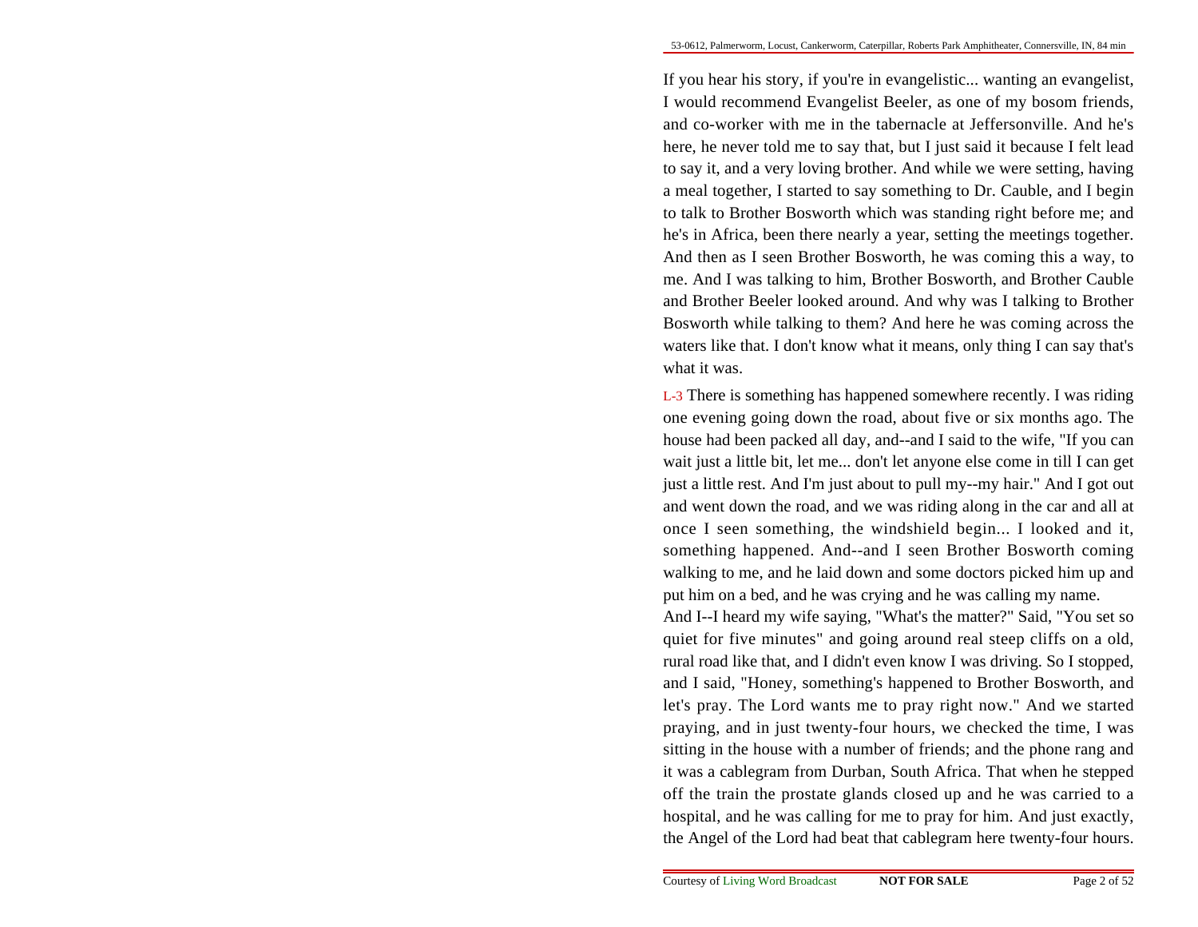If you hear his story, if you're in evangelistic... wanting an evangelist, I would recommend Evangelist Beeler, as one of my bosom friends, and co-worker with me in the tabernacle at Jeffersonville. And he's here, he never told me to say that, but I just said it because I felt lead to say it, and a very loving brother. And while we were setting, having a meal together, I started to say something to Dr. Cauble, and I begin to talk to Brother Bosworth which was standing right before me; and he's in Africa, been there nearly a year, setting the meetings together. And then as I seen Brother Bosworth, he was coming this a way, to me. And I was talking to him, Brother Bosworth, and Brother Cauble and Brother Beeler looked around. And why was I talking to Brother Bosworth while talking to them? And here he was coming across the waters like that. I don't know what it means, only thing I can say that's what it was.

L-3 There is something has happened somewhere recently. I was riding one evening going down the road, about five or six months ago. The house had been packed all day, and--and I said to the wife, "If you can wait just a little bit, let me... don't let anyone else come in till I can get just a little rest. And I'm just about to pull my--my hair." And I got out and went down the road, and we was riding along in the car and all at once I seen something, the windshield begin... I looked and it, something happened. And--and I seen Brother Bosworth coming walking to me, and he laid down and some doctors picked him up and put him on a bed, and he was crying and he was calling my name.

And I--I heard my wife saying, "What's the matter?" Said, "You set so quiet for five minutes" and going around real steep cliffs on a old, rural road like that, and I didn't even know I was driving. So I stopped, and I said, "Honey, something's happened to Brother Bosworth, and let's pray. The Lord wants me to pray right now." And we started praying, and in just twenty-four hours, we checked the time, I was sitting in the house with a number of friends; and the phone rang and it was a cablegram from Durban, South Africa. That when he stepped off the train the prostate glands closed up and he was carried to a hospital, and he was calling for me to pray for him. And just exactly, the Angel of the Lord had beat that cablegram here twenty-four hours.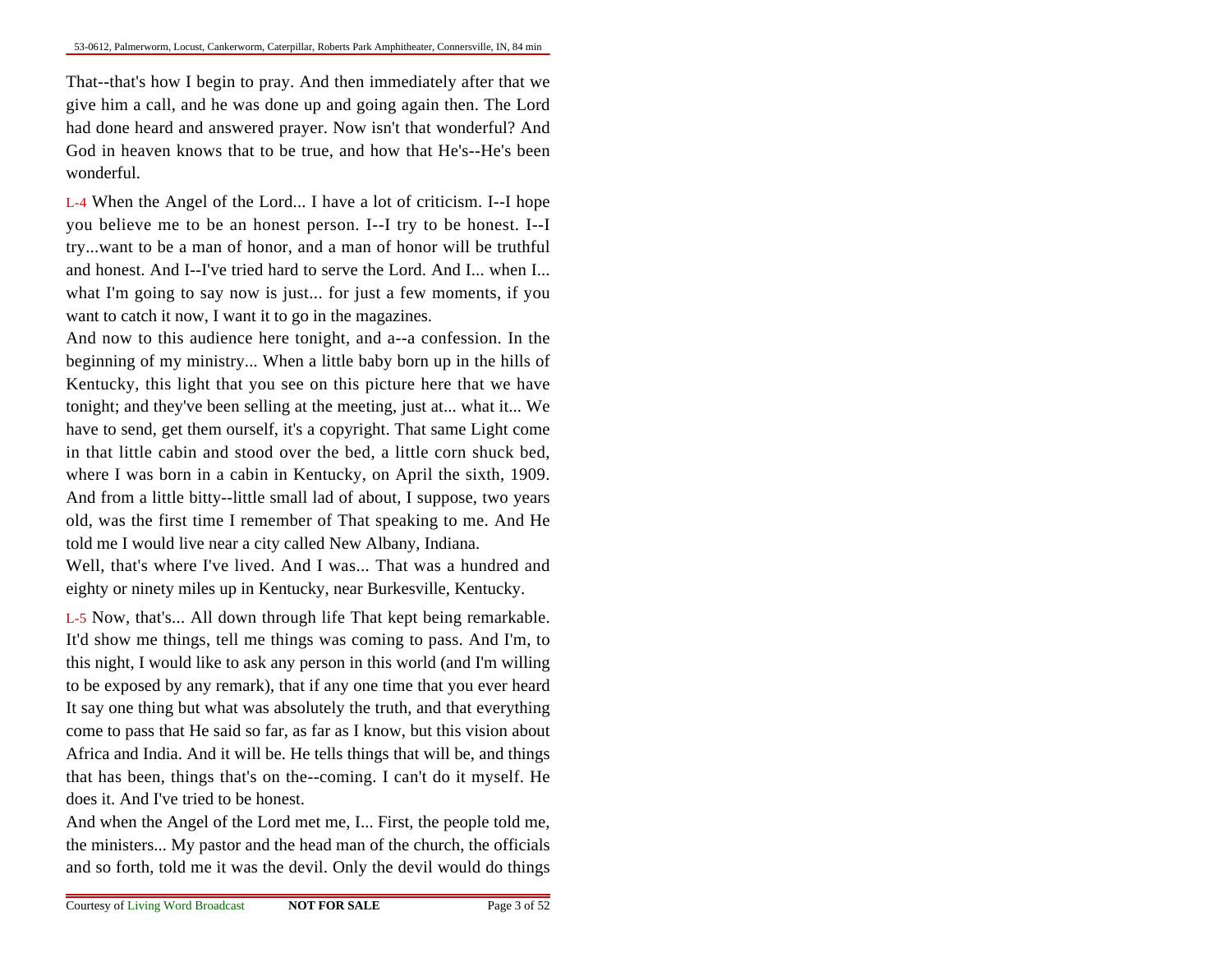That--that's how I begin to pray. And then immediately after that we give him a call, and he was done up and going again then. The Lord had done heard and answered prayer. Now isn't that wonderful? And God in heaven knows that to be true, and how that He's--He's been wonderful.

L-4 When the Angel of the Lord... I have a lot of criticism. I--I hope you believe me to be an honest person. I--I try to be honest. I--I try...want to be a man of honor, and a man of honor will be truthful and honest. And I--I've tried hard to serve the Lord. And I... when I... what I'm going to say now is just... for just a few moments, if you want to catch it now, I want it to go in the magazines.

And now to this audience here tonight, and a--a confession. In the beginning of my ministry... When a little baby born up in the hills of Kentucky, this light that you see on this picture here that we have tonight; and they've been selling at the meeting, just at... what it... We have to send, get them ourself, it's a copyright. That same Light come in that little cabin and stood over the bed, a little corn shuck bed, where I was born in a cabin in Kentucky, on April the sixth, 1909. And from a little bitty--little small lad of about, I suppose, two years old, was the first time I remember of That speaking to me. And He told me I would live near a city called New Albany, Indiana.

Well, that's where I've lived. And I was... That was a hundred and eighty or ninety miles up in Kentucky, near Burkesville, Kentucky.

L-5 Now, that's... All down through life That kept being remarkable. It'd show me things, tell me things was coming to pass. And I'm, to this night, I would like to ask any person in this world (and I'm willing to be exposed by any remark), that if any one time that you ever heard It say one thing but what was absolutely the truth, and that everything come to pass that He said so far, as far as I know, but this vision about Africa and India. And it will be. He tells things that will be, and things that has been, things that's on the--coming. I can't do it myself. He does it. And I've tried to be honest.

And when the Angel of the Lord met me, I... First, the people told me, the ministers... My pastor and the head man of the church, the officials and so forth, told me it was the devil. Only the devil would do things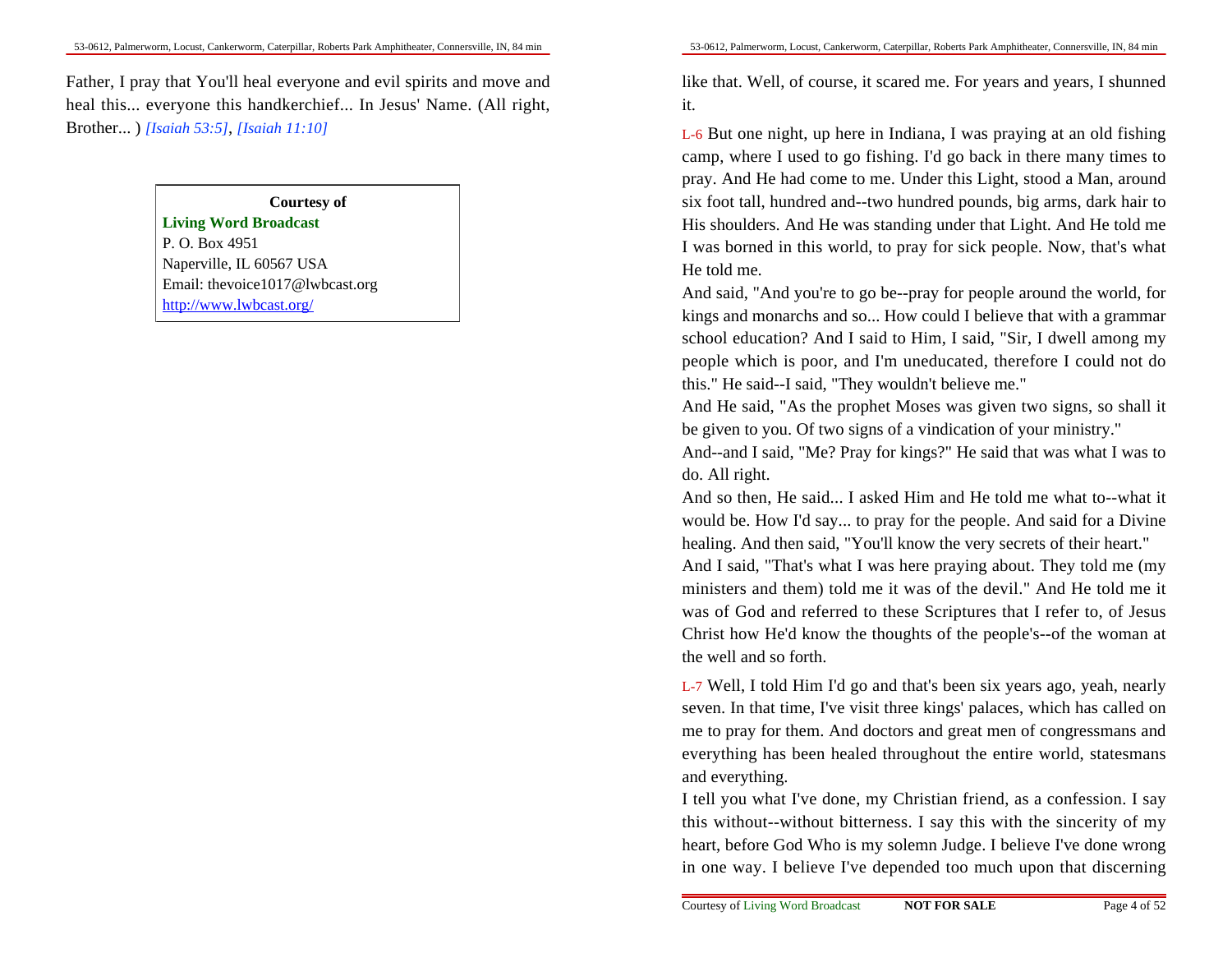Father, I pray that You'll heal everyone and evil spirits and move and heal this... everyone this handkerchief... In Jesus' Name. (All right, Brother... ) *[Isaiah 53:5]*, *[Isaiah 11:10]*

**Courtesy of**
**Living Word Broadcast**
P. O. Box 4951
Naperville, IL 60567 USA
Email: thevoice1017@lwbcast.org
[http://www.lwbcast.org/](http://www.lwbcast.org/)

like that. Well, of course, it scared me. For years and years, I shunned it.

L-6 But one night, up here in Indiana, I was praying at an old fishing camp, where I used to go fishing. I'd go back in there many times to pray. And He had come to me. Under this Light, stood a Man, around six foot tall, hundred and--two hundred pounds, big arms, dark hair to His shoulders. And He was standing under that Light. And He told me I was borned in this world, to pray for sick people. Now, that's what He told me.

And said, "And you're to go be--pray for people around the world, for kings and monarchs and so... How could I believe that with a grammar school education? And I said to Him, I said, "Sir, I dwell among my people which is poor, and I'm uneducated, therefore I could not do this." He said--I said, "They wouldn't believe me."

And He said, "As the prophet Moses was given two signs, so shall it be given to you. Of two signs of a vindication of your ministry."

And--and I said, "Me? Pray for kings?" He said that was what I was to do. All right.

And so then, He said... I asked Him and He told me what to--what it would be. How I'd say... to pray for the people. And said for a Divine healing. And then said, "You'll know the very secrets of their heart."

And I said, "That's what I was here praying about. They told me (my ministers and them) told me it was of the devil." And He told me it was of God and referred to these Scriptures that I refer to, of Jesus Christ how He'd know the thoughts of the people's--of the woman at the well and so forth.

L-7 Well, I told Him I'd go and that's been six years ago, yeah, nearly seven. In that time, I've visit three kings' palaces, which has called on me to pray for them. And doctors and great men of congressmans and everything has been healed throughout the entire world, statesmans and everything.

I tell you what I've done, my Christian friend, as a confession. I say this without--without bitterness. I say this with the sincerity of my heart, before God Who is my solemn Judge. I believe I've done wrong in one way. I believe I've depended too much upon that discerning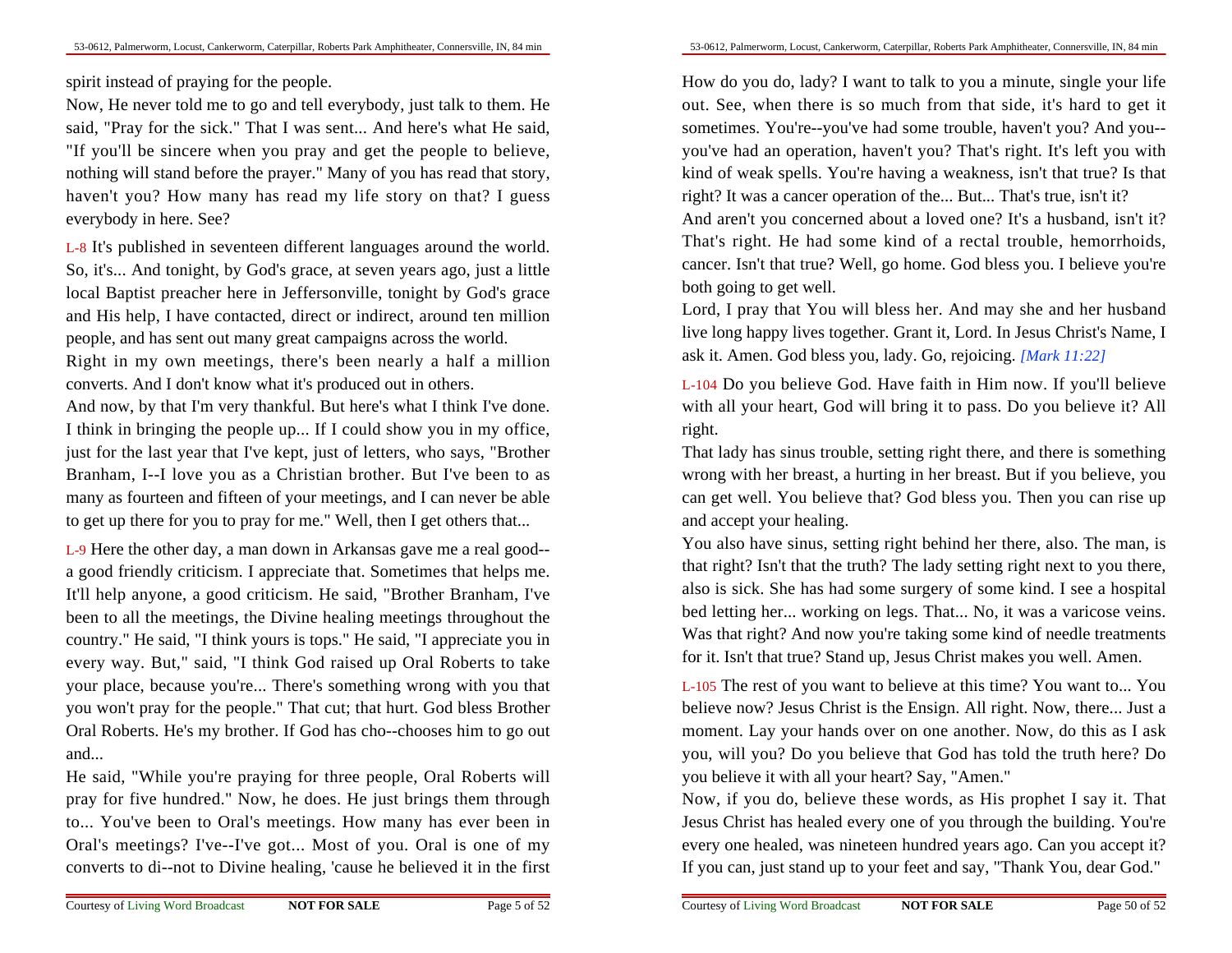spirit instead of praying for the people.

Now, He never told me to go and tell everybody, just talk to them. He said, "Pray for the sick." That I was sent... And here's what He said, "If you'll be sincere when you pray and get the people to believe, nothing will stand before the prayer." Many of you has read that story, haven't you? How many has read my life story on that? I guess everybody in here. See?

L-8 It's published in seventeen different languages around the world. So, it's... And tonight, by God's grace, at seven years ago, just a little local Baptist preacher here in Jeffersonville, tonight by God's grace and His help, I have contacted, direct or indirect, around ten million people, and has sent out many great campaigns across the world.

Right in my own meetings, there's been nearly a half a million converts. And I don't know what it's produced out in others.

And now, by that I'm very thankful. But here's what I think I've done. I think in bringing the people up... If I could show you in my office, just for the last year that I've kept, just of letters, who says, "Brother Branham, I--I love you as a Christian brother. But I've been to as many as fourteen and fifteen of your meetings, and I can never be able to get up there for you to pray for me." Well, then I get others that...

L-9 Here the other day, a man down in Arkansas gave me a real good--a good friendly criticism. I appreciate that. Sometimes that helps me. It'll help anyone, a good criticism. He said, "Brother Branham, I've been to all the meetings, the Divine healing meetings throughout the country." He said, "I think yours is tops." He said, "I appreciate you in every way. But," said, "I think God raised up Oral Roberts to take your place, because you're... There's something wrong with you that you won't pray for the people." That cut; that hurt. God bless Brother Oral Roberts. He's my brother. If God has cho--chooses him to go out and...

He said, "While you're praying for three people, Oral Roberts will pray for five hundred." Now, he does. He just brings them through to... You've been to Oral's meetings. How many has ever been in Oral's meetings? I've--I've got... Most of you. Oral is one of my converts to di--not to Divine healing, 'cause he believed it in the first

How do you do, lady? I want to talk to you a minute, single your life out. See, when there is so much from that side, it's hard to get it sometimes. You're--you've had some trouble, haven't you? And you--you've had an operation, haven't you? That's right. It's left you with kind of weak spells. You're having a weakness, isn't that true? Is that right? It was a cancer operation of the... But... That's true, isn't it?

And aren't you concerned about a loved one? It's a husband, isn't it? That's right. He had some kind of a rectal trouble, hemorrhoids, cancer. Isn't that true? Well, go home. God bless you. I believe you're both going to get well.

Lord, I pray that You will bless her. And may she and her husband live long happy lives together. Grant it, Lord. In Jesus Christ's Name, I ask it. Amen. God bless you, lady. Go, rejoicing. *[Mark 11:22]*

L-104 Do you believe God. Have faith in Him now. If you'll believe with all your heart, God will bring it to pass. Do you believe it? All right.

That lady has sinus trouble, setting right there, and there is something wrong with her breast, a hurting in her breast. But if you believe, you can get well. You believe that? God bless you. Then you can rise up and accept your healing.

You also have sinus, setting right behind her there, also. The man, is that right? Isn't that the truth? The lady setting right next to you there, also is sick. She has had some surgery of some kind. I see a hospital bed letting her... working on legs. That... No, it was a varicose veins. Was that right? And now you're taking some kind of needle treatments for it. Isn't that true? Stand up, Jesus Christ makes you well. Amen.

L-105 The rest of you want to believe at this time? You want to... You believe now? Jesus Christ is the Ensign. All right. Now, there... Just a moment. Lay your hands over on one another. Now, do this as I ask you, will you? Do you believe that God has told the truth here? Do you believe it with all your heart? Say, "Amen."

Now, if you do, believe these words, as His prophet I say it. That Jesus Christ has healed every one of you through the building. You're every one healed, was nineteen hundred years ago. Can you accept it? If you can, just stand up to your feet and say, "Thank You, dear God."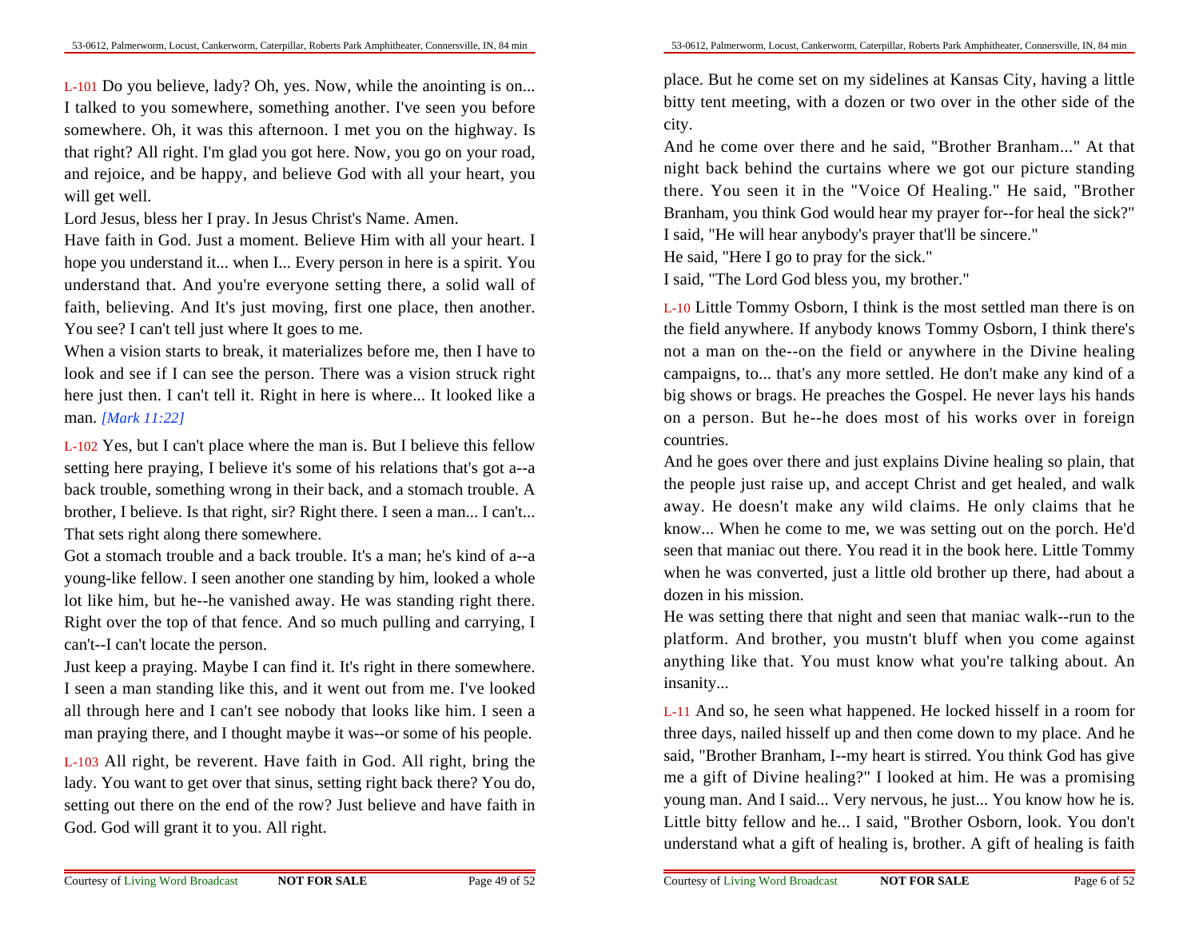L-101 Do you believe, lady? Oh, yes. Now, while the anointing is on... I talked to you somewhere, something another. I've seen you before somewhere. Oh, it was this afternoon. I met you on the highway. Is that right? All right. I'm glad you got here. Now, you go on your road, and rejoice, and be happy, and believe God with all your heart, you will get well.

Lord Jesus, bless her I pray. In Jesus Christ's Name. Amen.

Have faith in God. Just a moment. Believe Him with all your heart. I hope you understand it... when I... Every person in here is a spirit. You understand that. And you're everyone setting there, a solid wall of faith, believing. And It's just moving, first one place, then another. You see? I can't tell just where It goes to me.

When a vision starts to break, it materializes before me, then I have to look and see if I can see the person. There was a vision struck right here just then. I can't tell it. Right in here is where... It looked like a man. *[Mark 11:22]*

L-102 Yes, but I can't place where the man is. But I believe this fellow setting here praying, I believe it's some of his relations that's got a--a back trouble, something wrong in their back, and a stomach trouble. A brother, I believe. Is that right, sir? Right there. I seen a man... I can't... That sets right along there somewhere.

Got a stomach trouble and a back trouble. It's a man; he's kind of a--a young-like fellow. I seen another one standing by him, looked a whole lot like him, but he--he vanished away. He was standing right there. Right over the top of that fence. And so much pulling and carrying, I can't--I can't locate the person.

Just keep a praying. Maybe I can find it. It's right in there somewhere. I seen a man standing like this, and it went out from me. I've looked all through here and I can't see nobody that looks like him. I seen a man praying there, and I thought maybe it was--or some of his people.

L-103 All right, be reverent. Have faith in God. All right, bring the lady. You want to get over that sinus, setting right back there? You do, setting out there on the end of the row? Just believe and have faith in God. God will grant it to you. All right.

place. But he come set on my sidelines at Kansas City, having a little bitty tent meeting, with a dozen or two over in the other side of the city.

And he come over there and he said, "Brother Branham..." At that night back behind the curtains where we got our picture standing there. You seen it in the "Voice Of Healing." He said, "Brother Branham, you think God would hear my prayer for--for heal the sick?"

I said, "He will hear anybody's prayer that'll be sincere."

He said, "Here I go to pray for the sick."

I said, "The Lord God bless you, my brother."

L-10 Little Tommy Osborn, I think is the most settled man there is on the field anywhere. If anybody knows Tommy Osborn, I think there's not a man on the--on the field or anywhere in the Divine healing campaigns, to... that's any more settled. He don't make any kind of a big shows or brags. He preaches the Gospel. He never lays his hands on a person. But he--he does most of his works over in foreign countries.

And he goes over there and just explains Divine healing so plain, that the people just raise up, and accept Christ and get healed, and walk away. He doesn't make any wild claims. He only claims that he know... When he come to me, we was setting out on the porch. He'd seen that maniac out there. You read it in the book here. Little Tommy when he was converted, just a little old brother up there, had about a dozen in his mission.

He was setting there that night and seen that maniac walk--run to the platform. And brother, you mustn't bluff when you come against anything like that. You must know what you're talking about. An insanity...

L-11 And so, he seen what happened. He locked hisself in a room for three days, nailed hisself up and then come down to my place. And he said, "Brother Branham, I--my heart is stirred. You think God has give me a gift of Divine healing?" I looked at him. He was a promising young man. And I said... Very nervous, he just... You know how he is. Little bitty fellow and he... I said, "Brother Osborn, look. You don't understand what a gift of healing is, brother. A gift of healing is faith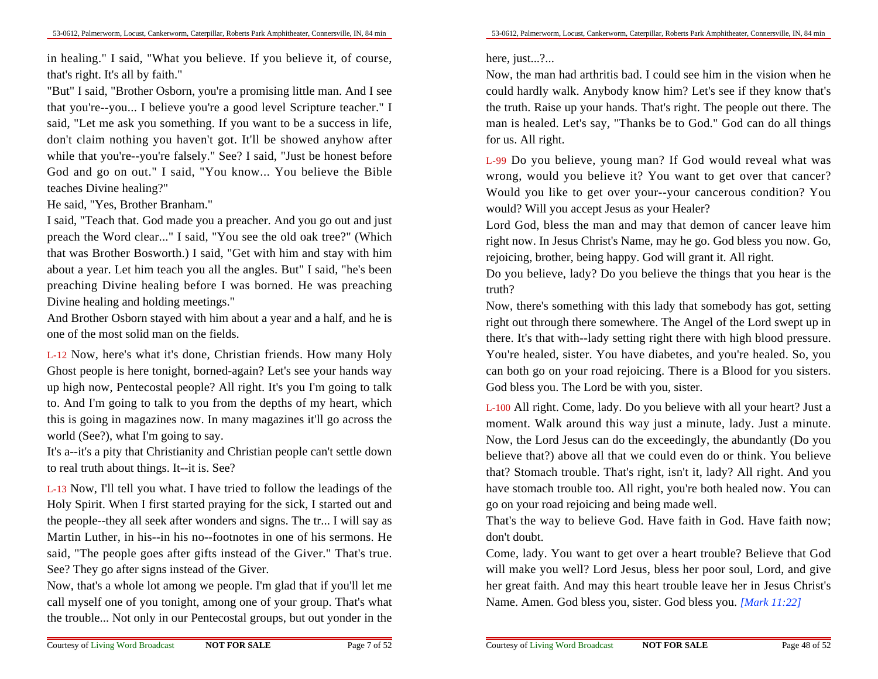in healing." I said, "What you believe. If you believe it, of course, that's right. It's all by faith."

"But" I said, "Brother Osborn, you're a promising little man. And I see that you're--you... I believe you're a good level Scripture teacher." I said, "Let me ask you something. If you want to be a success in life, don't claim nothing you haven't got. It'll be showed anyhow after while that you're--you're falsely." See? I said, "Just be honest before God and go on out." I said, "You know... You believe the Bible teaches Divine healing?"

He said, "Yes, Brother Branham."

I said, "Teach that. God made you a preacher. And you go out and just preach the Word clear..." I said, "You see the old oak tree?" (Which that was Brother Bosworth.) I said, "Get with him and stay with him about a year. Let him teach you all the angles. But" I said, "he's been preaching Divine healing before I was borned. He was preaching Divine healing and holding meetings."

And Brother Osborn stayed with him about a year and a half, and he is one of the most solid man on the fields.

L-12 Now, here's what it's done, Christian friends. How many Holy Ghost people is here tonight, borned-again? Let's see your hands way up high now, Pentecostal people? All right. It's you I'm going to talk to. And I'm going to talk to you from the depths of my heart, which this is going in magazines now. In many magazines it'll go across the world (See?), what I'm going to say.

It's a--it's a pity that Christianity and Christian people can't settle down to real truth about things. It--it is. See?

L-13 Now, I'll tell you what. I have tried to follow the leadings of the Holy Spirit. When I first started praying for the sick, I started out and the people--they all seek after wonders and signs. The tr... I will say as Martin Luther, in his--in his no--footnotes in one of his sermons. He said, "The people goes after gifts instead of the Giver." That's true. See? They go after signs instead of the Giver.

Now, that's a whole lot among we people. I'm glad that if you'll let me call myself one of you tonight, among one of your group. That's what the trouble... Not only in our Pentecostal groups, but out yonder in the

here, just...?...

Now, the man had arthritis bad. I could see him in the vision when he could hardly walk. Anybody know him? Let's see if they know that's the truth. Raise up your hands. That's right. The people out there. The man is healed. Let's say, "Thanks be to God." God can do all things for us. All right.

L-99 Do you believe, young man? If God would reveal what was wrong, would you believe it? You want to get over that cancer? Would you like to get over your--your cancerous condition? You would? Will you accept Jesus as your Healer?

Lord God, bless the man and may that demon of cancer leave him right now. In Jesus Christ's Name, may he go. God bless you now. Go, rejoicing, brother, being happy. God will grant it. All right.

Do you believe, lady? Do you believe the things that you hear is the truth?

Now, there's something with this lady that somebody has got, setting right out through there somewhere. The Angel of the Lord swept up in there. It's that with--lady setting right there with high blood pressure. You're healed, sister. You have diabetes, and you're healed. So, you can both go on your road rejoicing. There is a Blood for you sisters. God bless you. The Lord be with you, sister.

L-100 All right. Come, lady. Do you believe with all your heart? Just a moment. Walk around this way just a minute, lady. Just a minute. Now, the Lord Jesus can do the exceedingly, the abundantly (Do you believe that?) above all that we could even do or think. You believe that? Stomach trouble. That's right, isn't it, lady? All right. And you have stomach trouble too. All right, you're both healed now. You can go on your road rejoicing and being made well.

That's the way to believe God. Have faith in God. Have faith now; don't doubt.

Come, lady. You want to get over a heart trouble? Believe that God will make you well? Lord Jesus, bless her poor soul, Lord, and give her great faith. And may this heart trouble leave her in Jesus Christ's Name. Amen. God bless you, sister. God bless you. *[Mark 11:22]*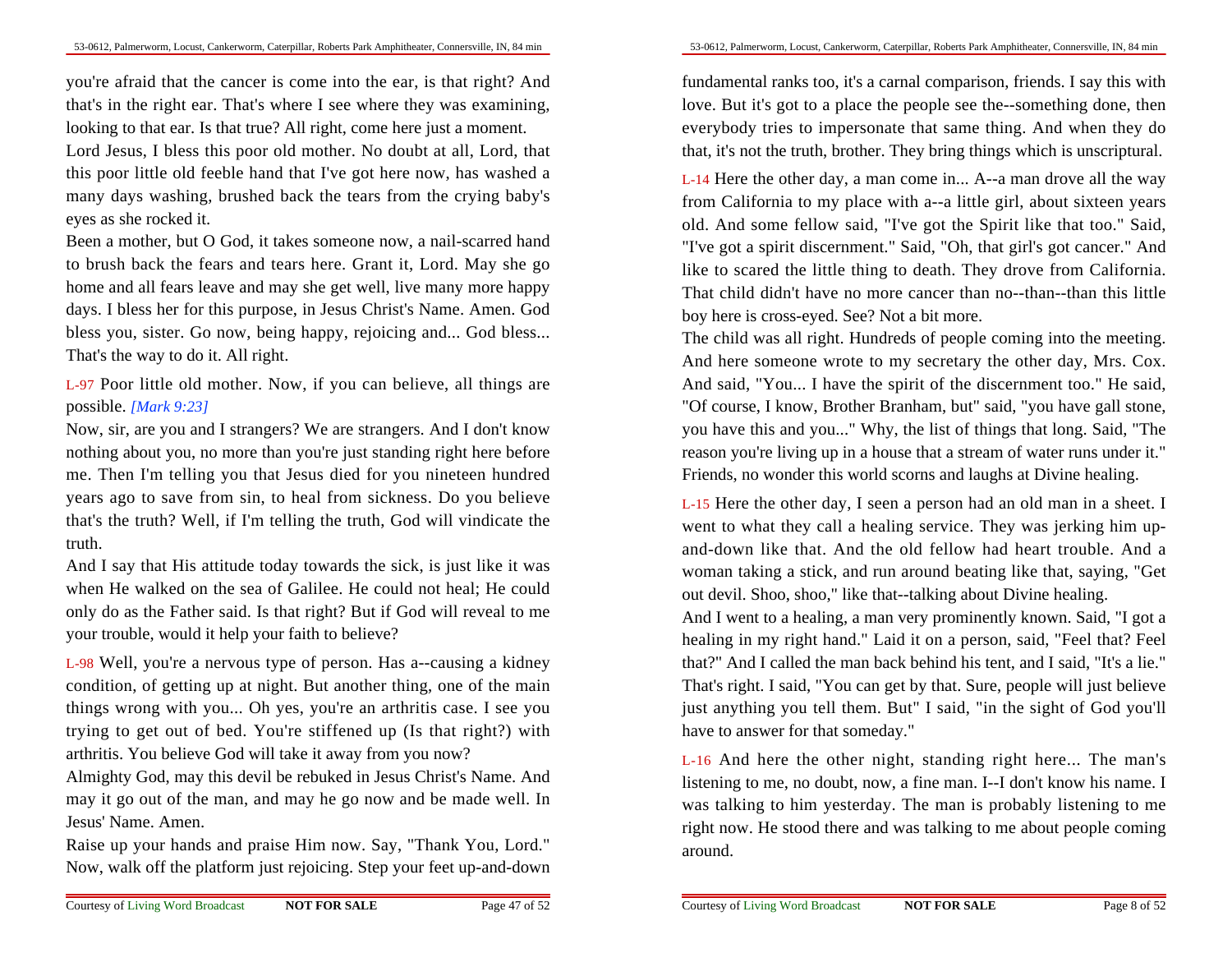you're afraid that the cancer is come into the ear, is that right? And that's in the right ear. That's where I see where they was examining, looking to that ear. Is that true? All right, come here just a moment.

Lord Jesus, I bless this poor old mother. No doubt at all, Lord, that this poor little old feeble hand that I've got here now, has washed a many days washing, brushed back the tears from the crying baby's eyes as she rocked it.

Been a mother, but O God, it takes someone now, a nail-scarred hand to brush back the fears and tears here. Grant it, Lord. May she go home and all fears leave and may she get well, live many more happy days. I bless her for this purpose, in Jesus Christ's Name. Amen. God bless you, sister. Go now, being happy, rejoicing and... God bless... That's the way to do it. All right.

L-97 Poor little old mother. Now, if you can believe, all things are possible. *[Mark 9:23]*

Now, sir, are you and I strangers? We are strangers. And I don't know nothing about you, no more than you're just standing right here before me. Then I'm telling you that Jesus died for you nineteen hundred years ago to save from sin, to heal from sickness. Do you believe that's the truth? Well, if I'm telling the truth, God will vindicate the truth.

And I say that His attitude today towards the sick, is just like it was when He walked on the sea of Galilee. He could not heal; He could only do as the Father said. Is that right? But if God will reveal to me your trouble, would it help your faith to believe?

L-98 Well, you're a nervous type of person. Has a--causing a kidney condition, of getting up at night. But another thing, one of the main things wrong with you... Oh yes, you're an arthritis case. I see you trying to get out of bed. You're stiffened up (Is that right?) with arthritis. You believe God will take it away from you now?

Almighty God, may this devil be rebuked in Jesus Christ's Name. And may it go out of the man, and may he go now and be made well. In Jesus' Name. Amen.

Raise up your hands and praise Him now. Say, "Thank You, Lord." Now, walk off the platform just rejoicing. Step your feet up-and-down

fundamental ranks too, it's a carnal comparison, friends. I say this with love. But it's got to a place the people see the--something done, then everybody tries to impersonate that same thing. And when they do that, it's not the truth, brother. They bring things which is unscriptural.

L-14 Here the other day, a man come in... A--a man drove all the way from California to my place with a--a little girl, about sixteen years old. And some fellow said, "I've got the Spirit like that too." Said, "I've got a spirit discernment." Said, "Oh, that girl's got cancer." And like to scared the little thing to death. They drove from California. That child didn't have no more cancer than no--than--than this little boy here is cross-eyed. See? Not a bit more.

The child was all right. Hundreds of people coming into the meeting. And here someone wrote to my secretary the other day, Mrs. Cox. And said, "You... I have the spirit of the discernment too." He said, "Of course, I know, Brother Branham, but" said, "you have gall stone, you have this and you..." Why, the list of things that long. Said, "The reason you're living up in a house that a stream of water runs under it." Friends, no wonder this world scorns and laughs at Divine healing.

L-15 Here the other day, I seen a person had an old man in a sheet. I went to what they call a healing service. They was jerking him up-and-down like that. And the old fellow had heart trouble. And a woman taking a stick, and run around beating like that, saying, "Get out devil. Shoo, shoo," like that--talking about Divine healing.

And I went to a healing, a man very prominently known. Said, "I got a healing in my right hand." Laid it on a person, said, "Feel that? Feel that?" And I called the man back behind his tent, and I said, "It's a lie." That's right. I said, "You can get by that. Sure, people will just believe just anything you tell them. But" I said, "in the sight of God you'll have to answer for that someday."

L-16 And here the other night, standing right here... The man's listening to me, no doubt, now, a fine man. I--I don't know his name. I was talking to him yesterday. The man is probably listening to me right now. He stood there and was talking to me about people coming around.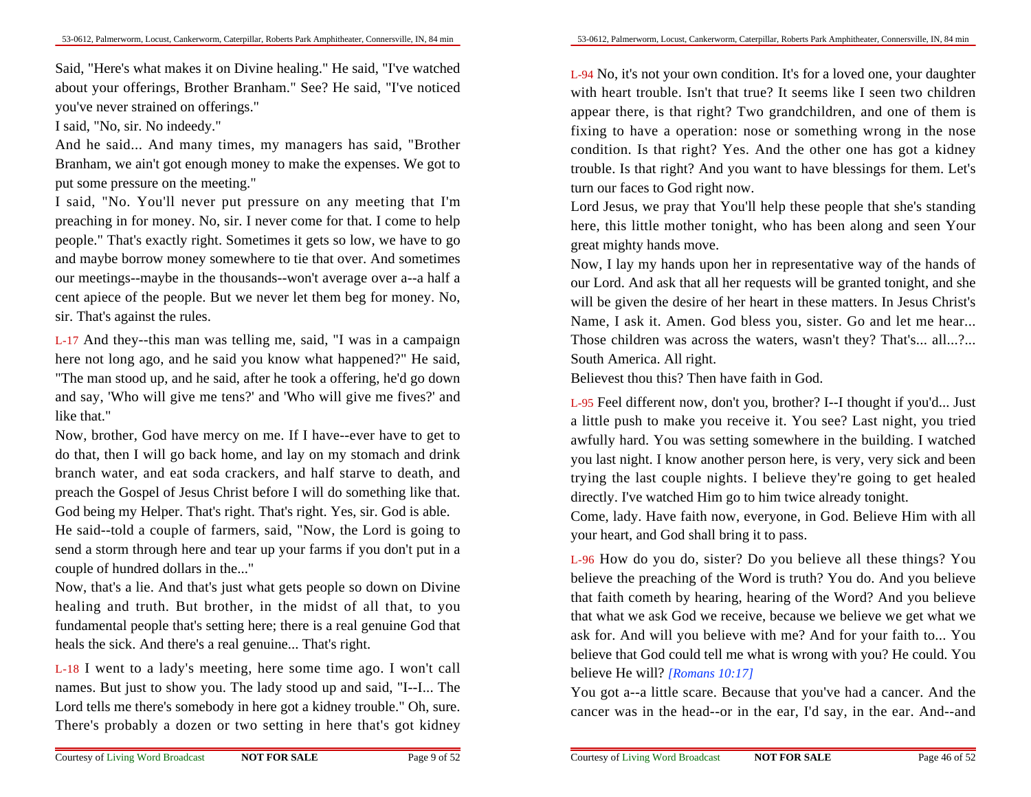Said, "Here's what makes it on Divine healing." He said, "I've watched about your offerings, Brother Branham." See? He said, "I've noticed you've never strained on offerings."

I said, "No, sir. No indeedy."

And he said... And many times, my managers has said, "Brother Branham, we ain't got enough money to make the expenses. We got to put some pressure on the meeting."

I said, "No. You'll never put pressure on any meeting that I'm preaching in for money. No, sir. I never come for that. I come to help people." That's exactly right. Sometimes it gets so low, we have to go and maybe borrow money somewhere to tie that over. And sometimes our meetings--maybe in the thousands--won't average over a--a half a cent apiece of the people. But we never let them beg for money. No, sir. That's against the rules.

L-17 And they--this man was telling me, said, "I was in a campaign here not long ago, and he said you know what happened?" He said, "The man stood up, and he said, after he took a offering, he'd go down and say, 'Who will give me tens?' and 'Who will give me fives?' and like that."

Now, brother, God have mercy on me. If I have--ever have to get to do that, then I will go back home, and lay on my stomach and drink branch water, and eat soda crackers, and half starve to death, and preach the Gospel of Jesus Christ before I will do something like that. God being my Helper. That's right. That's right. Yes, sir. God is able.

He said--told a couple of farmers, said, "Now, the Lord is going to send a storm through here and tear up your farms if you don't put in a couple of hundred dollars in the..."

Now, that's a lie. And that's just what gets people so down on Divine healing and truth. But brother, in the midst of all that, to you fundamental people that's setting here; there is a real genuine God that heals the sick. And there's a real genuine... That's right.

L-18 I went to a lady's meeting, here some time ago. I won't call names. But just to show you. The lady stood up and said, "I--I... The Lord tells me there's somebody in here got a kidney trouble." Oh, sure. There's probably a dozen or two setting in here that's got kidney

L-94 No, it's not your own condition. It's for a loved one, your daughter with heart trouble. Isn't that true? It seems like I seen two children appear there, is that right? Two grandchildren, and one of them is fixing to have a operation: nose or something wrong in the nose condition. Is that right? Yes. And the other one has got a kidney trouble. Is that right? And you want to have blessings for them. Let's turn our faces to God right now.

Lord Jesus, we pray that You'll help these people that she's standing here, this little mother tonight, who has been along and seen Your great mighty hands move.

Now, I lay my hands upon her in representative way of the hands of our Lord. And ask that all her requests will be granted tonight, and she will be given the desire of her heart in these matters. In Jesus Christ's Name, I ask it. Amen. God bless you, sister. Go and let me hear... Those children was across the waters, wasn't they? That's... all...?... South America. All right.

Believest thou this? Then have faith in God.

L-95 Feel different now, don't you, brother? I--I thought if you'd... Just a little push to make you receive it. You see? Last night, you tried awfully hard. You was setting somewhere in the building. I watched you last night. I know another person here, is very, very sick and been trying the last couple nights. I believe they're going to get healed directly. I've watched Him go to him twice already tonight.

Come, lady. Have faith now, everyone, in God. Believe Him with all your heart, and God shall bring it to pass.

L-96 How do you do, sister? Do you believe all these things? You believe the preaching of the Word is truth? You do. And you believe that faith cometh by hearing, hearing of the Word? And you believe that what we ask God we receive, because we believe we get what we ask for. And will you believe with me? And for your faith to... You believe that God could tell me what is wrong with you? He could. You believe He will? *[Romans 10:17]*

You got a--a little scare. Because that you've had a cancer. And the cancer was in the head--or in the ear, I'd say, in the ear. And--and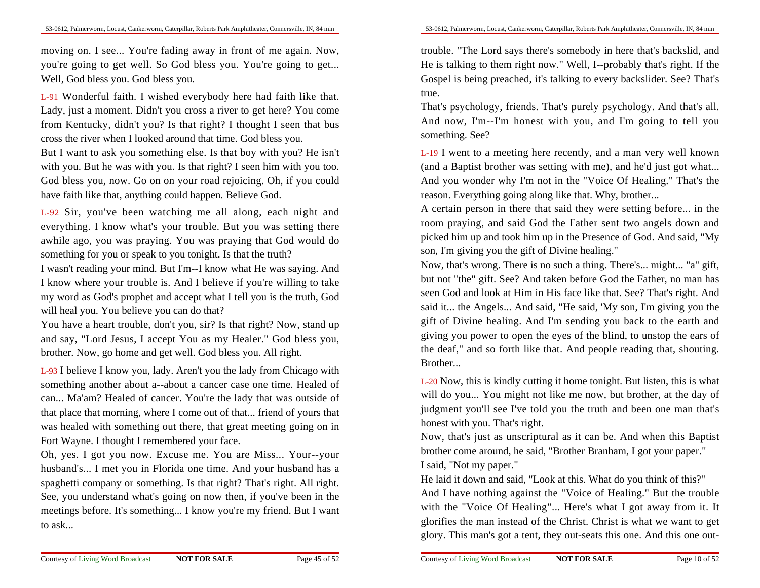moving on. I see... You're fading away in front of me again. Now, you're going to get well. So God bless you. You're going to get... Well, God bless you. God bless you.

L-91 Wonderful faith. I wished everybody here had faith like that. Lady, just a moment. Didn't you cross a river to get here? You come from Kentucky, didn't you? Is that right? I thought I seen that bus cross the river when I looked around that time. God bless you.

But I want to ask you something else. Is that boy with you? He isn't with you. But he was with you. Is that right? I seen him with you too. God bless you, now. Go on on your road rejoicing. Oh, if you could have faith like that, anything could happen. Believe God.

L-92 Sir, you've been watching me all along, each night and everything. I know what's your trouble. But you was setting there awhile ago, you was praying. You was praying that God would do something for you or speak to you tonight. Is that the truth?

I wasn't reading your mind. But I'm--I know what He was saying. And I know where your trouble is. And I believe if you're willing to take my word as God's prophet and accept what I tell you is the truth, God will heal you. You believe you can do that?

You have a heart trouble, don't you, sir? Is that right? Now, stand up and say, "Lord Jesus, I accept You as my Healer." God bless you, brother. Now, go home and get well. God bless you. All right.

L-93 I believe I know you, lady. Aren't you the lady from Chicago with something another about a--about a cancer case one time. Healed of can... Ma'am? Healed of cancer. You're the lady that was outside of that place that morning, where I come out of that... friend of yours that was healed with something out there, that great meeting going on in Fort Wayne. I thought I remembered your face.

Oh, yes. I got you now. Excuse me. You are Miss... Your--your husband's... I met you in Florida one time. And your husband has a spaghetti company or something. Is that right? That's right. All right. See, you understand what's going on now then, if you've been in the meetings before. It's something... I know you're my friend. But I want to ask...

trouble. "The Lord says there's somebody in here that's backslid, and He is talking to them right now." Well, I--probably that's right. If the Gospel is being preached, it's talking to every backslider. See? That's true.

That's psychology, friends. That's purely psychology. And that's all. And now, I'm--I'm honest with you, and I'm going to tell you something. See?

L-19 I went to a meeting here recently, and a man very well known (and a Baptist brother was setting with me), and he'd just got what... And you wonder why I'm not in the "Voice Of Healing." That's the reason. Everything going along like that. Why, brother...

A certain person in there that said they were setting before... in the room praying, and said God the Father sent two angels down and picked him up and took him up in the Presence of God. And said, "My son, I'm giving you the gift of Divine healing."

Now, that's wrong. There is no such a thing. There's... might... "a" gift, but not "the" gift. See? And taken before God the Father, no man has seen God and look at Him in His face like that. See? That's right. And said it... the Angels... And said, "He said, 'My son, I'm giving you the gift of Divine healing. And I'm sending you back to the earth and giving you power to open the eyes of the blind, to unstop the ears of the deaf," and so forth like that. And people reading that, shouting. Brother...

L-20 Now, this is kindly cutting it home tonight. But listen, this is what will do you... You might not like me now, but brother, at the day of judgment you'll see I've told you the truth and been one man that's honest with you. That's right.

Now, that's just as unscriptural as it can be. And when this Baptist brother come around, he said, "Brother Branham, I got your paper."

I said, "Not my paper."

He laid it down and said, "Look at this. What do you think of this?"

And I have nothing against the "Voice of Healing." But the trouble with the "Voice Of Healing"... Here's what I got away from it. It glorifies the man instead of the Christ. Christ is what we want to get glory. This man's got a tent, they out-seats this one. And this one out-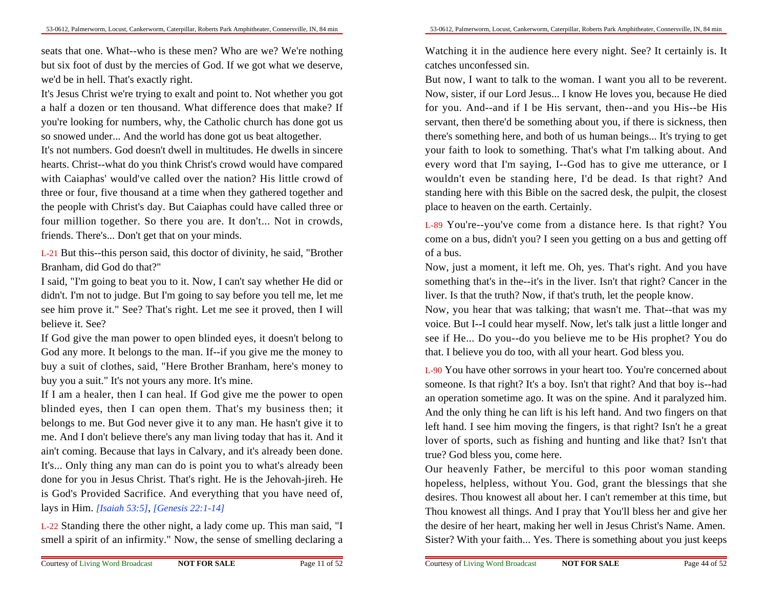seats that one. What--who is these men? Who are we? We're nothing but six foot of dust by the mercies of God. If we got what we deserve, we'd be in hell. That's exactly right.

It's Jesus Christ we're trying to exalt and point to. Not whether you got a half a dozen or ten thousand. What difference does that make? If you're looking for numbers, why, the Catholic church has done got us so snowed under... And the world has done got us beat altogether.

It's not numbers. God doesn't dwell in multitudes. He dwells in sincere hearts. Christ--what do you think Christ's crowd would have compared with Caiaphas' would've called over the nation? His little crowd of three or four, five thousand at a time when they gathered together and the people with Christ's day. But Caiaphas could have called three or four million together. So there you are. It don't... Not in crowds, friends. There's... Don't get that on your minds.

L-21 But this--this person said, this doctor of divinity, he said, "Brother Branham, did God do that?"

I said, "I'm going to beat you to it. Now, I can't say whether He did or didn't. I'm not to judge. But I'm going to say before you tell me, let me see him prove it." See? That's right. Let me see it proved, then I will believe it. See?

If God give the man power to open blinded eyes, it doesn't belong to God any more. It belongs to the man. If--if you give me the money to buy a suit of clothes, said, "Here Brother Branham, here's money to buy you a suit." It's not yours any more. It's mine.

If I am a healer, then I can heal. If God give me the power to open blinded eyes, then I can open them. That's my business then; it belongs to me. But God never give it to any man. He hasn't give it to me. And I don't believe there's any man living today that has it. And it ain't coming. Because that lays in Calvary, and it's already been done. It's... Only thing any man can do is point you to what's already been done for you in Jesus Christ. That's right. He is the Jehovah-jireh. He is God's Provided Sacrifice. And everything that you have need of, lays in Him. *[Isaiah 53:5]*, *[Genesis 22:1-14]*

L-22 Standing there the other night, a lady come up. This man said, "I smell a spirit of an infirmity." Now, the sense of smelling declaring a

Watching it in the audience here every night. See? It certainly is. It catches unconfessed sin.

But now, I want to talk to the woman. I want you all to be reverent. Now, sister, if our Lord Jesus... I know He loves you, because He died for you. And--and if I be His servant, then--and you His--be His servant, then there'd be something about you, if there is sickness, then there's something here, and both of us human beings... It's trying to get your faith to look to something. That's what I'm talking about. And every word that I'm saying, I--God has to give me utterance, or I wouldn't even be standing here, I'd be dead. Is that right? And standing here with this Bible on the sacred desk, the pulpit, the closest place to heaven on the earth. Certainly.

L-89 You're--you've come from a distance here. Is that right? You come on a bus, didn't you? I seen you getting on a bus and getting off of a bus.

Now, just a moment, it left me. Oh, yes. That's right. And you have something that's in the--it's in the liver. Isn't that right? Cancer in the liver. Is that the truth? Now, if that's truth, let the people know.

Now, you hear that was talking; that wasn't me. That--that was my voice. But I--I could hear myself. Now, let's talk just a little longer and see if He... Do you--do you believe me to be His prophet? You do that. I believe you do too, with all your heart. God bless you.

L-90 You have other sorrows in your heart too. You're concerned about someone. Is that right? It's a boy. Isn't that right? And that boy is--had an operation sometime ago. It was on the spine. And it paralyzed him. And the only thing he can lift is his left hand. And two fingers on that left hand. I see him moving the fingers, is that right? Isn't he a great lover of sports, such as fishing and hunting and like that? Isn't that true? God bless you, come here.

Our heavenly Father, be merciful to this poor woman standing hopeless, helpless, without You. God, grant the blessings that she desires. Thou knowest all about her. I can't remember at this time, but Thou knowest all things. And I pray that You'll bless her and give her the desire of her heart, making her well in Jesus Christ's Name. Amen.

Sister? With your faith... Yes. There is something about you just keeps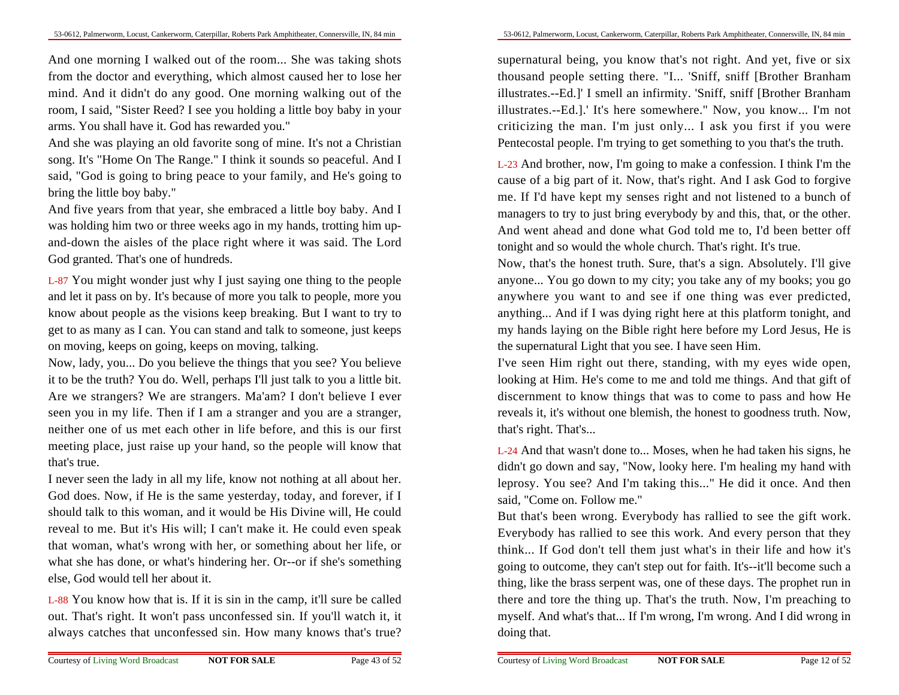And one morning I walked out of the room... She was taking shots from the doctor and everything, which almost caused her to lose her mind. And it didn't do any good. One morning walking out of the room, I said, "Sister Reed? I see you holding a little boy baby in your arms. You shall have it. God has rewarded you."

And she was playing an old favorite song of mine. It's not a Christian song. It's "Home On The Range." I think it sounds so peaceful. And I said, "God is going to bring peace to your family, and He's going to bring the little boy baby."

And five years from that year, she embraced a little boy baby. And I was holding him two or three weeks ago in my hands, trotting him up-and-down the aisles of the place right where it was said. The Lord God granted. That's one of hundreds.

L-87 You might wonder just why I just saying one thing to the people and let it pass on by. It's because of more you talk to people, more you know about people as the visions keep breaking. But I want to try to get to as many as I can. You can stand and talk to someone, just keeps on moving, keeps on going, keeps on moving, talking.

Now, lady, you... Do you believe the things that you see? You believe it to be the truth? You do. Well, perhaps I'll just talk to you a little bit. Are we strangers? We are strangers. Ma'am? I don't believe I ever seen you in my life. Then if I am a stranger and you are a stranger, neither one of us met each other in life before, and this is our first meeting place, just raise up your hand, so the people will know that that's true.

I never seen the lady in all my life, know not nothing at all about her. God does. Now, if He is the same yesterday, today, and forever, if I should talk to this woman, and it would be His Divine will, He could reveal to me. But it's His will; I can't make it. He could even speak that woman, what's wrong with her, or something about her life, or what she has done, or what's hindering her. Or--or if she's something else, God would tell her about it.

L-88 You know how that is. If it is sin in the camp, it'll sure be called out. That's right. It won't pass unconfessed sin. If you'll watch it, it always catches that unconfessed sin. How many knows that's true?

supernatural being, you know that's not right. And yet, five or six thousand people setting there. "I... 'Sniff, sniff [Brother Branham illustrates.--Ed.]' I smell an infirmity. 'Sniff, sniff [Brother Branham illustrates.--Ed.].' It's here somewhere." Now, you know... I'm not criticizing the man. I'm just only... I ask you first if you were Pentecostal people. I'm trying to get something to you that's the truth.

L-23 And brother, now, I'm going to make a confession. I think I'm the cause of a big part of it. Now, that's right. And I ask God to forgive me. If I'd have kept my senses right and not listened to a bunch of managers to try to just bring everybody by and this, that, or the other. And went ahead and done what God told me to, I'd been better off tonight and so would the whole church. That's right. It's true.

Now, that's the honest truth. Sure, that's a sign. Absolutely. I'll give anyone... You go down to my city; you take any of my books; you go anywhere you want to and see if one thing was ever predicted, anything... And if I was dying right here at this platform tonight, and my hands laying on the Bible right here before my Lord Jesus, He is the supernatural Light that you see. I have seen Him.

I've seen Him right out there, standing, with my eyes wide open, looking at Him. He's come to me and told me things. And that gift of discernment to know things that was to come to pass and how He reveals it, it's without one blemish, the honest to goodness truth. Now, that's right. That's...

L-24 And that wasn't done to... Moses, when he had taken his signs, he didn't go down and say, "Now, looky here. I'm healing my hand with leprosy. You see? And I'm taking this..." He did it once. And then said, "Come on. Follow me."

But that's been wrong. Everybody has rallied to see the gift work. Everybody has rallied to see this work. And every person that they think... If God don't tell them just what's in their life and how it's going to outcome, they can't step out for faith. It's--it'll become such a thing, like the brass serpent was, one of these days. The prophet run in there and tore the thing up. That's the truth. Now, I'm preaching to myself. And what's that... If I'm wrong, I'm wrong. And I did wrong in doing that.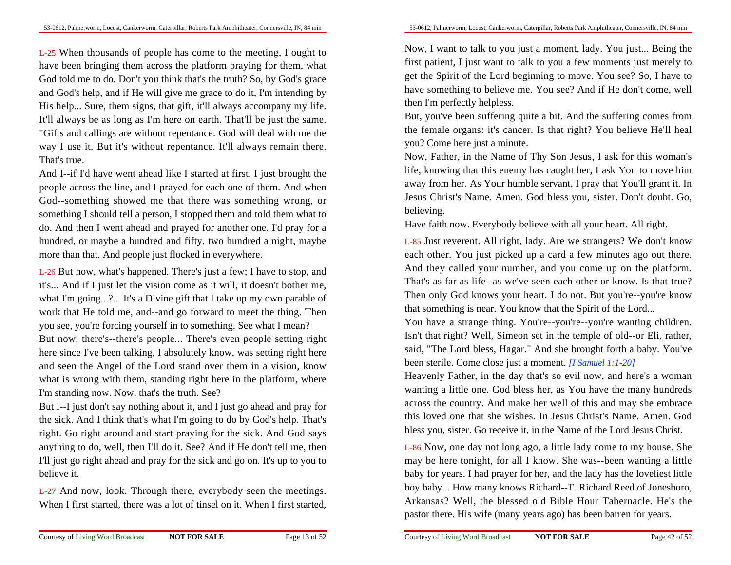L-25 When thousands of people has come to the meeting, I ought to have been bringing them across the platform praying for them, what God told me to do. Don't you think that's the truth? So, by God's grace and God's help, and if He will give me grace to do it, I'm intending by His help... Sure, them signs, that gift, it'll always accompany my life. It'll always be as long as I'm here on earth. That'll be just the same. "Gifts and callings are without repentance. God will deal with me the way I use it. But it's without repentance. It'll always remain there. That's true.

And I--if I'd have went ahead like I started at first, I just brought the people across the line, and I prayed for each one of them. And when God--something showed me that there was something wrong, or something I should tell a person, I stopped them and told them what to do. And then I went ahead and prayed for another one. I'd pray for a hundred, or maybe a hundred and fifty, two hundred a night, maybe more than that. And people just flocked in everywhere.

L-26 But now, what's happened. There's just a few; I have to stop, and it's... And if I just let the vision come as it will, it doesn't bother me, what I'm going...?... It's a Divine gift that I take up my own parable of work that He told me, and--and go forward to meet the thing. Then you see, you're forcing yourself in to something. See what I mean?

But now, there's--there's people... There's even people setting right here since I've been talking, I absolutely know, was setting right here and seen the Angel of the Lord stand over them in a vision, know what is wrong with them, standing right here in the platform, where I'm standing now. Now, that's the truth. See?

But I--I just don't say nothing about it, and I just go ahead and pray for the sick. And I think that's what I'm going to do by God's help. That's right. Go right around and start praying for the sick. And God says anything to do, well, then I'll do it. See? And if He don't tell me, then I'll just go right ahead and pray for the sick and go on. It's up to you to believe it.

L-27 And now, look. Through there, everybody seen the meetings. When I first started, there was a lot of tinsel on it. When I first started,

Now, I want to talk to you just a moment, lady. You just... Being the first patient, I just want to talk to you a few moments just merely to get the Spirit of the Lord beginning to move. You see? So, I have to have something to believe me. You see? And if He don't come, well then I'm perfectly helpless.

But, you've been suffering quite a bit. And the suffering comes from the female organs: it's cancer. Is that right? You believe He'll heal you? Come here just a minute.

Now, Father, in the Name of Thy Son Jesus, I ask for this woman's life, knowing that this enemy has caught her, I ask You to move him away from her. As Your humble servant, I pray that You'll grant it. In Jesus Christ's Name. Amen. God bless you, sister. Don't doubt. Go, believing.

Have faith now. Everybody believe with all your heart. All right.

L-85 Just reverent. All right, lady. Are we strangers? We don't know each other. You just picked up a card a few minutes ago out there. And they called your number, and you come up on the platform. That's as far as life--as we've seen each other or know. Is that true? Then only God knows your heart. I do not. But you're--you're know that something is near. You know that the Spirit of the Lord...

You have a strange thing. You're--you're--you're wanting children. Isn't that right? Well, Simeon set in the temple of old--or Eli, rather, said, "The Lord bless, Hagar." And she brought forth a baby. You've been sterile. Come close just a moment. *[I Samuel 1:1-20]*

Heavenly Father, in the day that's so evil now, and here's a woman wanting a little one. God bless her, as You have the many hundreds across the country. And make her well of this and may she embrace this loved one that she wishes. In Jesus Christ's Name. Amen. God bless you, sister. Go receive it, in the Name of the Lord Jesus Christ.

L-86 Now, one day not long ago, a little lady come to my house. She may be here tonight, for all I know. She was--been wanting a little baby for years. I had prayer for her, and the lady has the loveliest little boy baby... How many knows Richard--T. Richard Reed of Jonesboro, Arkansas? Well, the blessed old Bible Hour Tabernacle. He's the pastor there. His wife (many years ago) has been barren for years.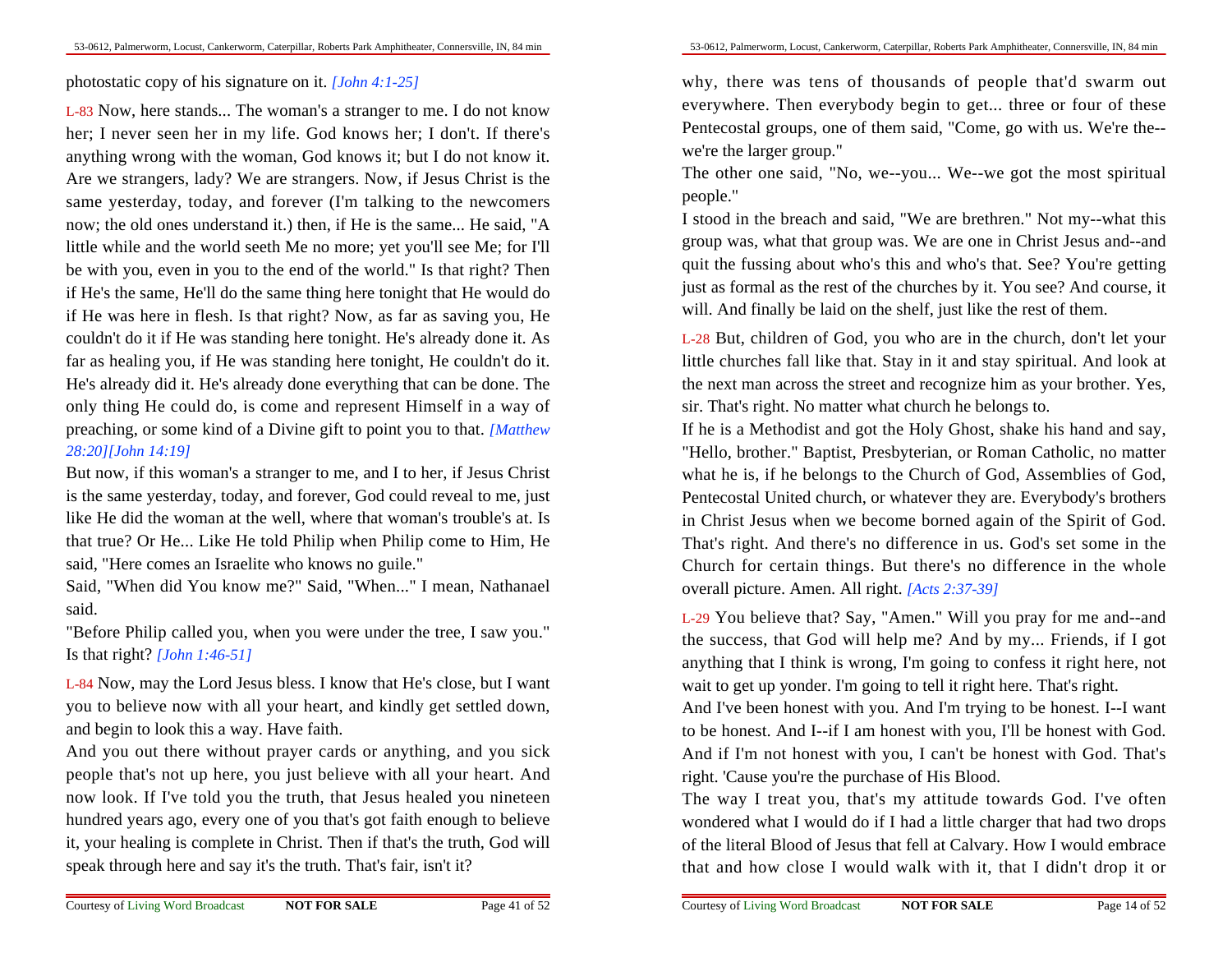photostatic copy of his signature on it. *[John 4:1-25]*

L-83 Now, here stands... The woman's a stranger to me. I do not know her; I never seen her in my life. God knows her; I don't. If there's anything wrong with the woman, God knows it; but I do not know it. Are we strangers, lady? We are strangers. Now, if Jesus Christ is the same yesterday, today, and forever (I'm talking to the newcomers now; the old ones understand it.) then, if He is the same... He said, "A little while and the world seeth Me no more; yet you'll see Me; for I'll be with you, even in you to the end of the world." Is that right? Then if He's the same, He'll do the same thing here tonight that He would do if He was here in flesh. Is that right? Now, as far as saving you, He couldn't do it if He was standing here tonight. He's already done it. As far as healing you, if He was standing here tonight, He couldn't do it. He's already did it. He's already done everything that can be done. The only thing He could do, is come and represent Himself in a way of preaching, or some kind of a Divine gift to point you to that. *[Matthew 28:20][John 14:19]*

But now, if this woman's a stranger to me, and I to her, if Jesus Christ is the same yesterday, today, and forever, God could reveal to me, just like He did the woman at the well, where that woman's trouble's at. Is that true? Or He... Like He told Philip when Philip come to Him, He said, "Here comes an Israelite who knows no guile."

Said, "When did You know me?" Said, "When..." I mean, Nathanael said.

"Before Philip called you, when you were under the tree, I saw you." Is that right? *[John 1:46-51]*

L-84 Now, may the Lord Jesus bless. I know that He's close, but I want you to believe now with all your heart, and kindly get settled down, and begin to look this a way. Have faith.

And you out there without prayer cards or anything, and you sick people that's not up here, you just believe with all your heart. And now look. If I've told you the truth, that Jesus healed you nineteen hundred years ago, every one of you that's got faith enough to believe it, your healing is complete in Christ. Then if that's the truth, God will speak through here and say it's the truth. That's fair, isn't it?

why, there was tens of thousands of people that'd swarm out everywhere. Then everybody begin to get... three or four of these Pentecostal groups, one of them said, "Come, go with us. We're the--we're the larger group."

The other one said, "No, we--you... We--we got the most spiritual people."

I stood in the breach and said, "We are brethren." Not my--what this group was, what that group was. We are one in Christ Jesus and--and quit the fussing about who's this and who's that. See? You're getting just as formal as the rest of the churches by it. You see? And course, it will. And finally be laid on the shelf, just like the rest of them.

L-28 But, children of God, you who are in the church, don't let your little churches fall like that. Stay in it and stay spiritual. And look at the next man across the street and recognize him as your brother. Yes, sir. That's right. No matter what church he belongs to.

If he is a Methodist and got the Holy Ghost, shake his hand and say, "Hello, brother." Baptist, Presbyterian, or Roman Catholic, no matter what he is, if he belongs to the Church of God, Assemblies of God, Pentecostal United church, or whatever they are. Everybody's brothers in Christ Jesus when we become borned again of the Spirit of God. That's right. And there's no difference in us. God's set some in the Church for certain things. But there's no difference in the whole overall picture. Amen. All right. *[Acts 2:37-39]*

L-29 You believe that? Say, "Amen." Will you pray for me and--and the success, that God will help me? And by my... Friends, if I got anything that I think is wrong, I'm going to confess it right here, not wait to get up yonder. I'm going to tell it right here. That's right.

And I've been honest with you. And I'm trying to be honest. I--I want to be honest. And I--if I am honest with you, I'll be honest with God. And if I'm not honest with you, I can't be honest with God. That's right. 'Cause you're the purchase of His Blood.

The way I treat you, that's my attitude towards God. I've often wondered what I would do if I had a little charger that had two drops of the literal Blood of Jesus that fell at Calvary. How I would embrace that and how close I would walk with it, that I didn't drop it or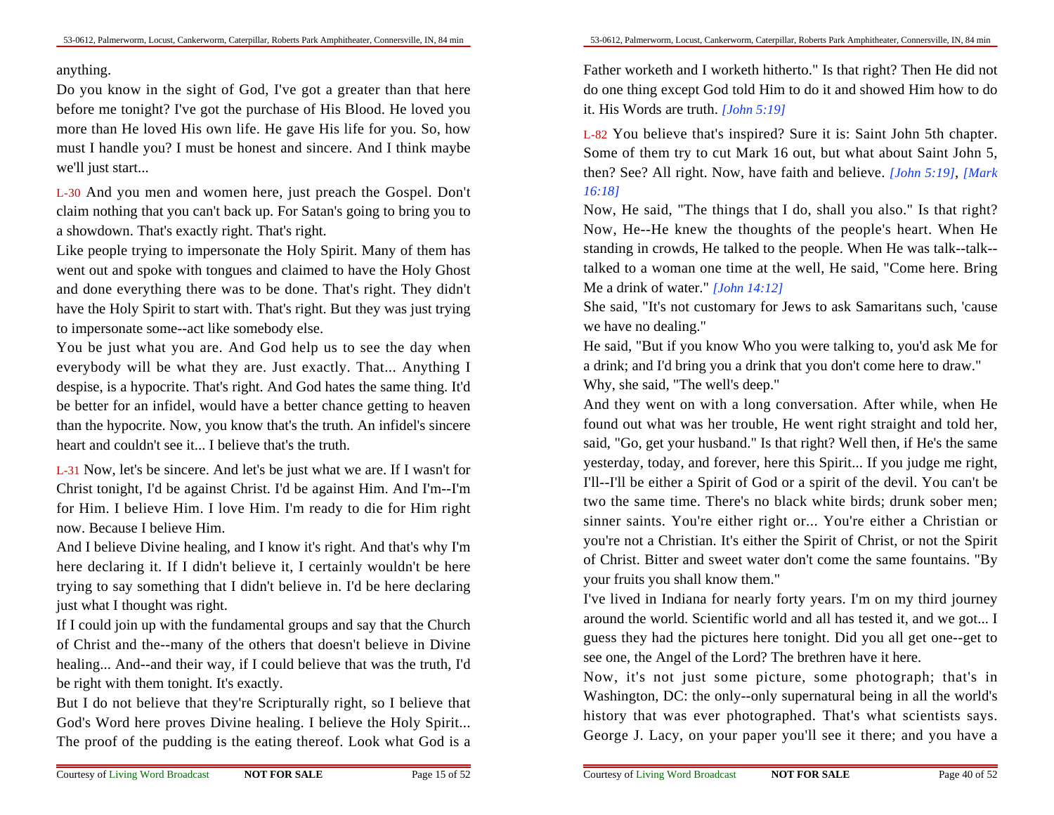anything.

Do you know in the sight of God, I've got a greater than that here before me tonight? I've got the purchase of His Blood. He loved you more than He loved His own life. He gave His life for you. So, how must I handle you? I must be honest and sincere. And I think maybe we'll just start...

L-30 And you men and women here, just preach the Gospel. Don't claim nothing that you can't back up. For Satan's going to bring you to a showdown. That's exactly right. That's right.

Like people trying to impersonate the Holy Spirit. Many of them has went out and spoke with tongues and claimed to have the Holy Ghost and done everything there was to be done. That's right. They didn't have the Holy Spirit to start with. That's right. But they was just trying to impersonate some--act like somebody else.

You be just what you are. And God help us to see the day when everybody will be what they are. Just exactly. That... Anything I despise, is a hypocrite. That's right. And God hates the same thing. It'd be better for an infidel, would have a better chance getting to heaven than the hypocrite. Now, you know that's the truth. An infidel's sincere heart and couldn't see it... I believe that's the truth.

L-31 Now, let's be sincere. And let's be just what we are. If I wasn't for Christ tonight, I'd be against Christ. I'd be against Him. And I'm--I'm for Him. I believe Him. I love Him. I'm ready to die for Him right now. Because I believe Him.

And I believe Divine healing, and I know it's right. And that's why I'm here declaring it. If I didn't believe it, I certainly wouldn't be here trying to say something that I didn't believe in. I'd be here declaring just what I thought was right.

If I could join up with the fundamental groups and say that the Church of Christ and the--many of the others that doesn't believe in Divine healing... And--and their way, if I could believe that was the truth, I'd be right with them tonight. It's exactly.

But I do not believe that they're Scripturally right, so I believe that God's Word here proves Divine healing. I believe the Holy Spirit... The proof of the pudding is the eating thereof. Look what God is a

Father worketh and I worketh hitherto." Is that right? Then He did not do one thing except God told Him to do it and showed Him how to do it. His Words are truth. *[John 5:19]*

L-82 You believe that's inspired? Sure it is: Saint John 5th chapter. Some of them try to cut Mark 16 out, but what about Saint John 5, then? See? All right. Now, have faith and believe. *[John 5:19]*, *[Mark 16:18]*

Now, He said, "The things that I do, shall you also." Is that right? Now, He--He knew the thoughts of the people's heart. When He standing in crowds, He talked to the people. When He was talk--talk--talked to a woman one time at the well, He said, "Come here. Bring Me a drink of water." *[John 14:12]*

She said, "It's not customary for Jews to ask Samaritans such, 'cause we have no dealing."

He said, "But if you know Who you were talking to, you'd ask Me for a drink; and I'd bring you a drink that you don't come here to draw."

Why, she said, "The well's deep."

And they went on with a long conversation. After while, when He found out what was her trouble, He went right straight and told her, said, "Go, get your husband." Is that right? Well then, if He's the same yesterday, today, and forever, here this Spirit... If you judge me right, I'll--I'll be either a Spirit of God or a spirit of the devil. You can't be two the same time. There's no black white birds; drunk sober men; sinner saints. You're either right or... You're either a Christian or you're not a Christian. It's either the Spirit of Christ, or not the Spirit of Christ. Bitter and sweet water don't come the same fountains. "By your fruits you shall know them."

I've lived in Indiana for nearly forty years. I'm on my third journey around the world. Scientific world and all has tested it, and we got... I guess they had the pictures here tonight. Did you all get one--get to see one, the Angel of the Lord? The brethren have it here.

Now, it's not just some picture, some photograph; that's in Washington, DC: the only--only supernatural being in all the world's history that was ever photographed. That's what scientists says. George J. Lacy, on your paper you'll see it there; and you have a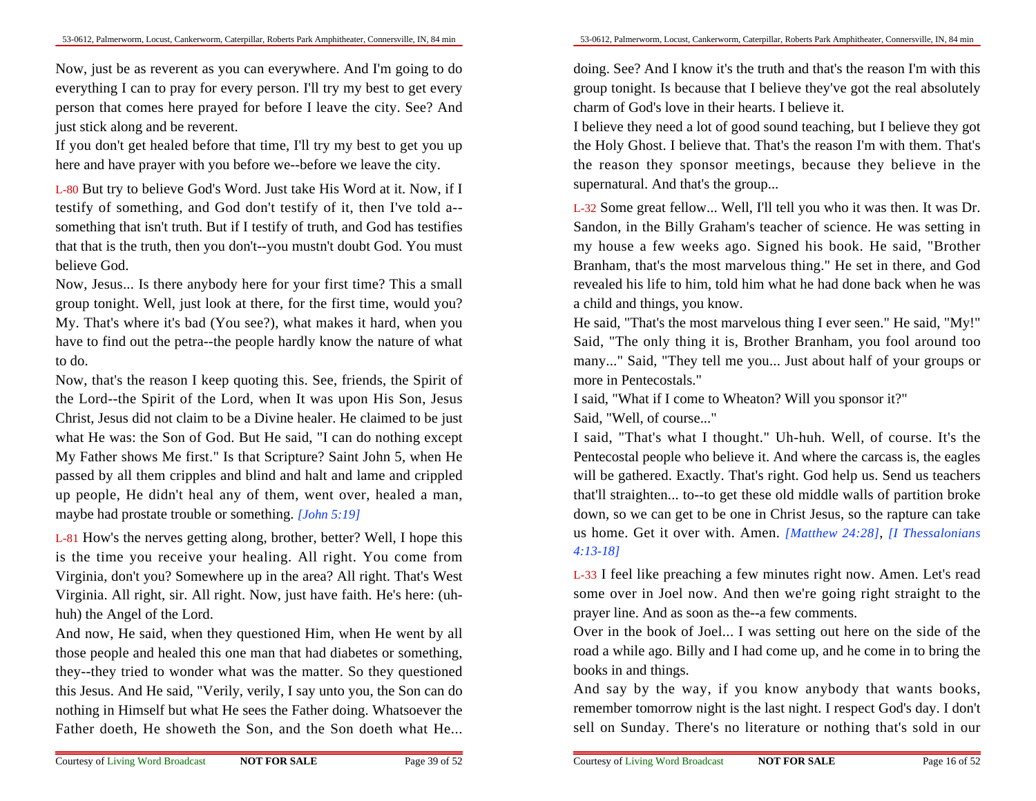Now, just be as reverent as you can everywhere. And I'm going to do everything I can to pray for every person. I'll try my best to get every person that comes here prayed for before I leave the city. See? And just stick along and be reverent.

If you don't get healed before that time, I'll try my best to get you up here and have prayer with you before we--before we leave the city.

L-80 But try to believe God's Word. Just take His Word at it. Now, if I testify of something, and God don't testify of it, then I've told a--something that isn't truth. But if I testify of truth, and God has testifies that that is the truth, then you don't--you mustn't doubt God. You must believe God.

Now, Jesus... Is there anybody here for your first time? This a small group tonight. Well, just look at there, for the first time, would you? My. That's where it's bad (You see?), what makes it hard, when you have to find out the petra--the people hardly know the nature of what to do.

Now, that's the reason I keep quoting this. See, friends, the Spirit of the Lord--the Spirit of the Lord, when It was upon His Son, Jesus Christ, Jesus did not claim to be a Divine healer. He claimed to be just what He was: the Son of God. But He said, "I can do nothing except My Father shows Me first." Is that Scripture? Saint John 5, when He passed by all them cripples and blind and halt and lame and crippled up people, He didn't heal any of them, went over, healed a man, maybe had prostate trouble or something. *[John 5:19]*

L-81 How's the nerves getting along, brother, better? Well, I hope this is the time you receive your healing. All right. You come from Virginia, don't you? Somewhere up in the area? All right. That's West Virginia. All right, sir. All right. Now, just have faith. He's here: (uh-huh) the Angel of the Lord.

And now, He said, when they questioned Him, when He went by all those people and healed this one man that had diabetes or something, they--they tried to wonder what was the matter. So they questioned this Jesus. And He said, "Verily, verily, I say unto you, the Son can do nothing in Himself but what He sees the Father doing. Whatsoever the Father doeth, He showeth the Son, and the Son doeth what He... doing. See? And I know it's the truth and that's the reason I'm with this group tonight. Is because that I believe they've got the real absolutely charm of God's love in their hearts. I believe it.

I believe they need a lot of good sound teaching, but I believe they got the Holy Ghost. I believe that. That's the reason I'm with them. That's the reason they sponsor meetings, because they believe in the supernatural. And that's the group...

L-32 Some great fellow... Well, I'll tell you who it was then. It was Dr. Sandon, in the Billy Graham's teacher of science. He was setting in my house a few weeks ago. Signed his book. He said, "Brother Branham, that's the most marvelous thing." He set in there, and God revealed his life to him, told him what he had done back when he was a child and things, you know.

He said, "That's the most marvelous thing I ever seen." He said, "My!" Said, "The only thing it is, Brother Branham, you fool around too many..." Said, "They tell me you... Just about half of your groups or more in Pentecostals."

I said, "What if I come to Wheaton? Will you sponsor it?"

Said, "Well, of course..."

I said, "That's what I thought." Uh-huh. Well, of course. It's the Pentecostal people who believe it. And where the carcass is, the eagles will be gathered. Exactly. That's right. God help us. Send us teachers that'll straighten... to--to get these old middle walls of partition broke down, so we can get to be one in Christ Jesus, so the rapture can take us home. Get it over with. Amen. *[Matthew 24:28]*, *[I Thessalonians 4:13-18]*

L-33 I feel like preaching a few minutes right now. Amen. Let's read some over in Joel now. And then we're going right straight to the prayer line. And as soon as the--a few comments.

Over in the book of Joel... I was setting out here on the side of the road a while ago. Billy and I had come up, and he come in to bring the books in and things.

And say by the way, if you know anybody that wants books, remember tomorrow night is the last night. I respect God's day. I don't sell on Sunday. There's no literature or nothing that's sold in our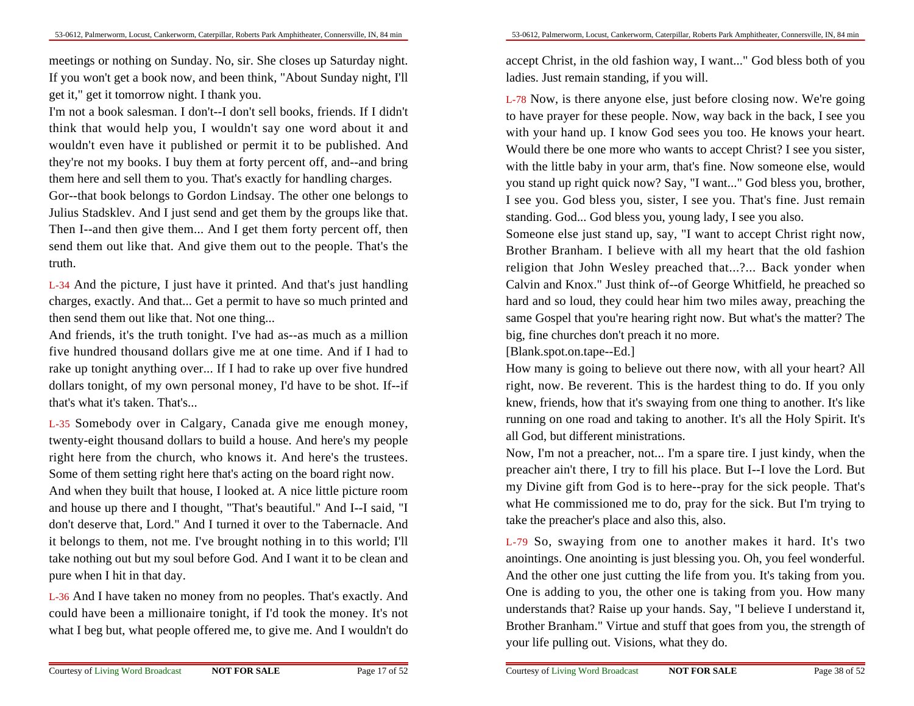meetings or nothing on Sunday. No, sir. She closes up Saturday night. If you won't get a book now, and been think, "About Sunday night, I'll get it," get it tomorrow night. I thank you.

I'm not a book salesman. I don't--I don't sell books, friends. If I didn't think that would help you, I wouldn't say one word about it and wouldn't even have it published or permit it to be published. And they're not my books. I buy them at forty percent off, and--and bring them here and sell them to you. That's exactly for handling charges.

Gor--that book belongs to Gordon Lindsay. The other one belongs to Julius Stadsklev. And I just send and get them by the groups like that. Then I--and then give them... And I get them forty percent off, then send them out like that. And give them out to the people. That's the truth.

L-34 And the picture, I just have it printed. And that's just handling charges, exactly. And that... Get a permit to have so much printed and then send them out like that. Not one thing...

And friends, it's the truth tonight. I've had as--as much as a million five hundred thousand dollars give me at one time. And if I had to rake up tonight anything over... If I had to rake up over five hundred dollars tonight, of my own personal money, I'd have to be shot. If--if that's what it's taken. That's...

L-35 Somebody over in Calgary, Canada give me enough money, twenty-eight thousand dollars to build a house. And here's my people right here from the church, who knows it. And here's the trustees. Some of them setting right here that's acting on the board right now.

And when they built that house, I looked at. A nice little picture room and house up there and I thought, "That's beautiful." And I--I said, "I don't deserve that, Lord." And I turned it over to the Tabernacle. And it belongs to them, not me. I've brought nothing in to this world; I'll take nothing out but my soul before God. And I want it to be clean and pure when I hit in that day.

L-36 And I have taken no money from no peoples. That's exactly. And could have been a millionaire tonight, if I'd took the money. It's not what I beg but, what people offered me, to give me. And I wouldn't do

accept Christ, in the old fashion way, I want..." God bless both of you ladies. Just remain standing, if you will.

L-78 Now, is there anyone else, just before closing now. We're going to have prayer for these people. Now, way back in the back, I see you with your hand up. I know God sees you too. He knows your heart. Would there be one more who wants to accept Christ? I see you sister, with the little baby in your arm, that's fine. Now someone else, would you stand up right quick now? Say, "I want..." God bless you, brother, I see you. God bless you, sister, I see you. That's fine. Just remain standing. God... God bless you, young lady, I see you also.

Someone else just stand up, say, "I want to accept Christ right now, Brother Branham. I believe with all my heart that the old fashion religion that John Wesley preached that...?... Back yonder when Calvin and Knox." Just think of--of George Whitfield, he preached so hard and so loud, they could hear him two miles away, preaching the same Gospel that you're hearing right now. But what's the matter? The big, fine churches don't preach it no more.

[Blank.spot.on.tape--Ed.]

How many is going to believe out there now, with all your heart? All right, now. Be reverent. This is the hardest thing to do. If you only knew, friends, how that it's swaying from one thing to another. It's like running on one road and taking to another. It's all the Holy Spirit. It's all God, but different ministrations.

Now, I'm not a preacher, not... I'm a spare tire. I just kindy, when the preacher ain't there, I try to fill his place. But I--I love the Lord. But my Divine gift from God is to here--pray for the sick people. That's what He commissioned me to do, pray for the sick. But I'm trying to take the preacher's place and also this, also.

L-79 So, swaying from one to another makes it hard. It's two anointings. One anointing is just blessing you. Oh, you feel wonderful. And the other one just cutting the life from you. It's taking from you. One is adding to you, the other one is taking from you. How many understands that? Raise up your hands. Say, "I believe I understand it, Brother Branham." Virtue and stuff that goes from you, the strength of your life pulling out. Visions, what they do.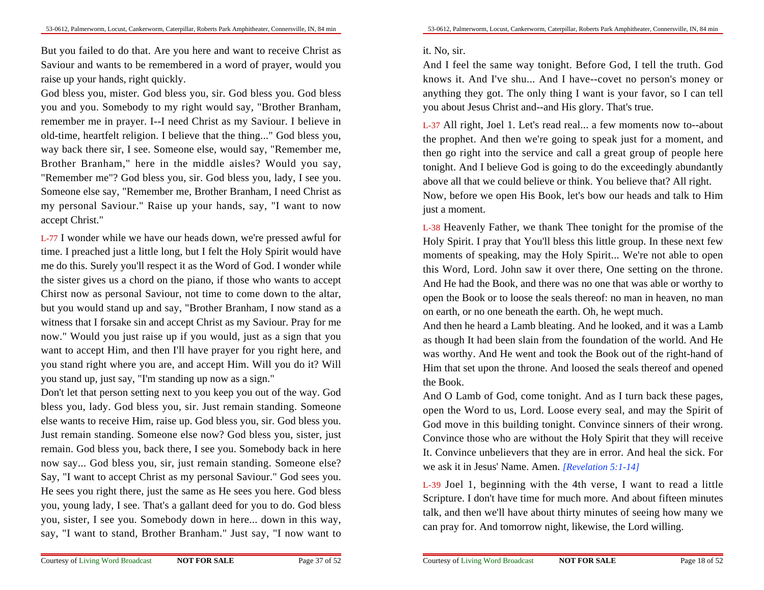But you failed to do that. Are you here and want to receive Christ as Saviour and wants to be remembered in a word of prayer, would you raise up your hands, right quickly.

God bless you, mister. God bless you, sir. God bless you. God bless you and you. Somebody to my right would say, "Brother Branham, remember me in prayer. I--I need Christ as my Saviour. I believe in old-time, heartfelt religion. I believe that the thing..." God bless you, way back there sir, I see. Someone else, would say, "Remember me, Brother Branham," here in the middle aisles? Would you say, "Remember me"? God bless you, sir. God bless you, lady, I see you. Someone else say, "Remember me, Brother Branham, I need Christ as my personal Saviour." Raise up your hands, say, "I want to now accept Christ."

L-77 I wonder while we have our heads down, we're pressed awful for time. I preached just a little long, but I felt the Holy Spirit would have me do this. Surely you'll respect it as the Word of God. I wonder while the sister gives us a chord on the piano, if those who wants to accept Chirst now as personal Saviour, not time to come down to the altar, but you would stand up and say, "Brother Branham, I now stand as a witness that I forsake sin and accept Christ as my Saviour. Pray for me now." Would you just raise up if you would, just as a sign that you want to accept Him, and then I'll have prayer for you right here, and you stand right where you are, and accept Him. Will you do it? Will you stand up, just say, "I'm standing up now as a sign."

Don't let that person setting next to you keep you out of the way. God bless you, lady. God bless you, sir. Just remain standing. Someone else wants to receive Him, raise up. God bless you, sir. God bless you. Just remain standing. Someone else now? God bless you, sister, just remain. God bless you, back there, I see you. Somebody back in here now say... God bless you, sir, just remain standing. Someone else? Say, "I want to accept Christ as my personal Saviour." God sees you. He sees you right there, just the same as He sees you here. God bless you, young lady, I see. That's a gallant deed for you to do. God bless you, sister, I see you. Somebody down in here... down in this way, say, "I want to stand, Brother Branham." Just say, "I now want to

it. No, sir.

And I feel the same way tonight. Before God, I tell the truth. God knows it. And I've shu... And I have--covet no person's money or anything they got. The only thing I want is your favor, so I can tell you about Jesus Christ and--and His glory. That's true.

L-37 All right, Joel 1. Let's read real... a few moments now to--about the prophet. And then we're going to speak just for a moment, and then go right into the service and call a great group of people here tonight. And I believe God is going to do the exceedingly abundantly above all that we could believe or think. You believe that? All right.

Now, before we open His Book, let's bow our heads and talk to Him just a moment.

L-38 Heavenly Father, we thank Thee tonight for the promise of the Holy Spirit. I pray that You'll bless this little group. In these next few moments of speaking, may the Holy Spirit... We're not able to open this Word, Lord. John saw it over there, One setting on the throne. And He had the Book, and there was no one that was able or worthy to open the Book or to loose the seals thereof: no man in heaven, no man on earth, or no one beneath the earth. Oh, he wept much.

And then he heard a Lamb bleating. And he looked, and it was a Lamb as though It had been slain from the foundation of the world. And He was worthy. And He went and took the Book out of the right-hand of Him that set upon the throne. And loosed the seals thereof and opened the Book.

And O Lamb of God, come tonight. And as I turn back these pages, open the Word to us, Lord. Loose every seal, and may the Spirit of God move in this building tonight. Convince sinners of their wrong. Convince those who are without the Holy Spirit that they will receive It. Convince unbelievers that they are in error. And heal the sick. For we ask it in Jesus' Name. Amen. *[Revelation 5:1-14]*

L-39 Joel 1, beginning with the 4th verse, I want to read a little Scripture. I don't have time for much more. And about fifteen minutes talk, and then we'll have about thirty minutes of seeing how many we can pray for. And tomorrow night, likewise, the Lord willing.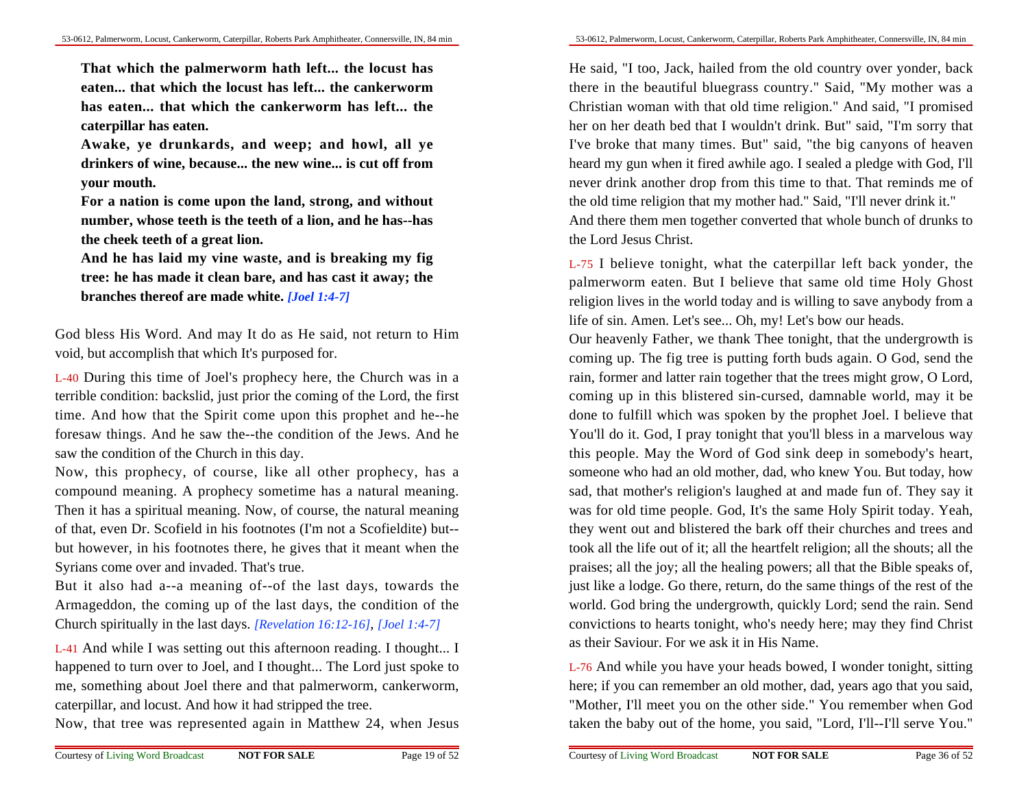**That which the palmerworm hath left... the locust has eaten... that which the locust has left... the cankerworm has eaten... that which the cankerworm has left... the caterpillar has eaten.**

**Awake, ye drunkards, and weep; and howl, all ye drinkers of wine, because... the new wine... is cut off from your mouth.**

**For a nation is come upon the land, strong, and without number, whose teeth is the teeth of a lion, and he has--has the cheek teeth of a great lion.**

**And he has laid my vine waste, and is breaking my fig tree: he has made it clean bare, and has cast it away; the branches thereof are made white.** *[Joel 1:4-7]*

God bless His Word. And may It do as He said, not return to Him void, but accomplish that which It's purposed for.

L-40 During this time of Joel's prophecy here, the Church was in a terrible condition: backslid, just prior the coming of the Lord, the first time. And how that the Spirit come upon this prophet and he--he foresaw things. And he saw the--the condition of the Jews. And he saw the condition of the Church in this day.

Now, this prophecy, of course, like all other prophecy, has a compound meaning. A prophecy sometime has a natural meaning. Then it has a spiritual meaning. Now, of course, the natural meaning of that, even Dr. Scofield in his footnotes (I'm not a Scofieldite) but--but however, in his footnotes there, he gives that it meant when the Syrians come over and invaded. That's true.

But it also had a--a meaning of--of the last days, towards the Armageddon, the coming up of the last days, the condition of the Church spiritually in the last days. *[Revelation 16:12-16]*, *[Joel 1:4-7]*

L-41 And while I was setting out this afternoon reading. I thought... I happened to turn over to Joel, and I thought... The Lord just spoke to me, something about Joel there and that palmerworm, cankerworm, caterpillar, and locust. And how it had stripped the tree.

Now, that tree was represented again in Matthew 24, when Jesus

He said, "I too, Jack, hailed from the old country over yonder, back there in the beautiful bluegrass country." Said, "My mother was a Christian woman with that old time religion." And said, "I promised her on her death bed that I wouldn't drink. But" said, "I'm sorry that I've broke that many times. But" said, "the big canyons of heaven heard my gun when it fired awhile ago. I sealed a pledge with God, I'll never drink another drop from this time to that. That reminds me of the old time religion that my mother had." Said, "I'll never drink it."

And there them men together converted that whole bunch of drunks to the Lord Jesus Christ.

L-75 I believe tonight, what the caterpillar left back yonder, the palmerworm eaten. But I believe that same old time Holy Ghost religion lives in the world today and is willing to save anybody from a life of sin. Amen. Let's see... Oh, my! Let's bow our heads.

Our heavenly Father, we thank Thee tonight, that the undergrowth is coming up. The fig tree is putting forth buds again. O God, send the rain, former and latter rain together that the trees might grow, O Lord, coming up in this blistered sin-cursed, damnable world, may it be done to fulfill which was spoken by the prophet Joel. I believe that You'll do it. God, I pray tonight that you'll bless in a marvelous way this people. May the Word of God sink deep in somebody's heart, someone who had an old mother, dad, who knew You. But today, how sad, that mother's religion's laughed at and made fun of. They say it was for old time people. God, It's the same Holy Spirit today. Yeah, they went out and blistered the bark off their churches and trees and took all the life out of it; all the heartfelt religion; all the shouts; all the praises; all the joy; all the healing powers; all that the Bible speaks of, just like a lodge. Go there, return, do the same things of the rest of the world. God bring the undergrowth, quickly Lord; send the rain. Send convictions to hearts tonight, who's needy here; may they find Christ as their Saviour. For we ask it in His Name.

L-76 And while you have your heads bowed, I wonder tonight, sitting here; if you can remember an old mother, dad, years ago that you said, "Mother, I'll meet you on the other side." You remember when God taken the baby out of the home, you said, "Lord, I'll--I'll serve You."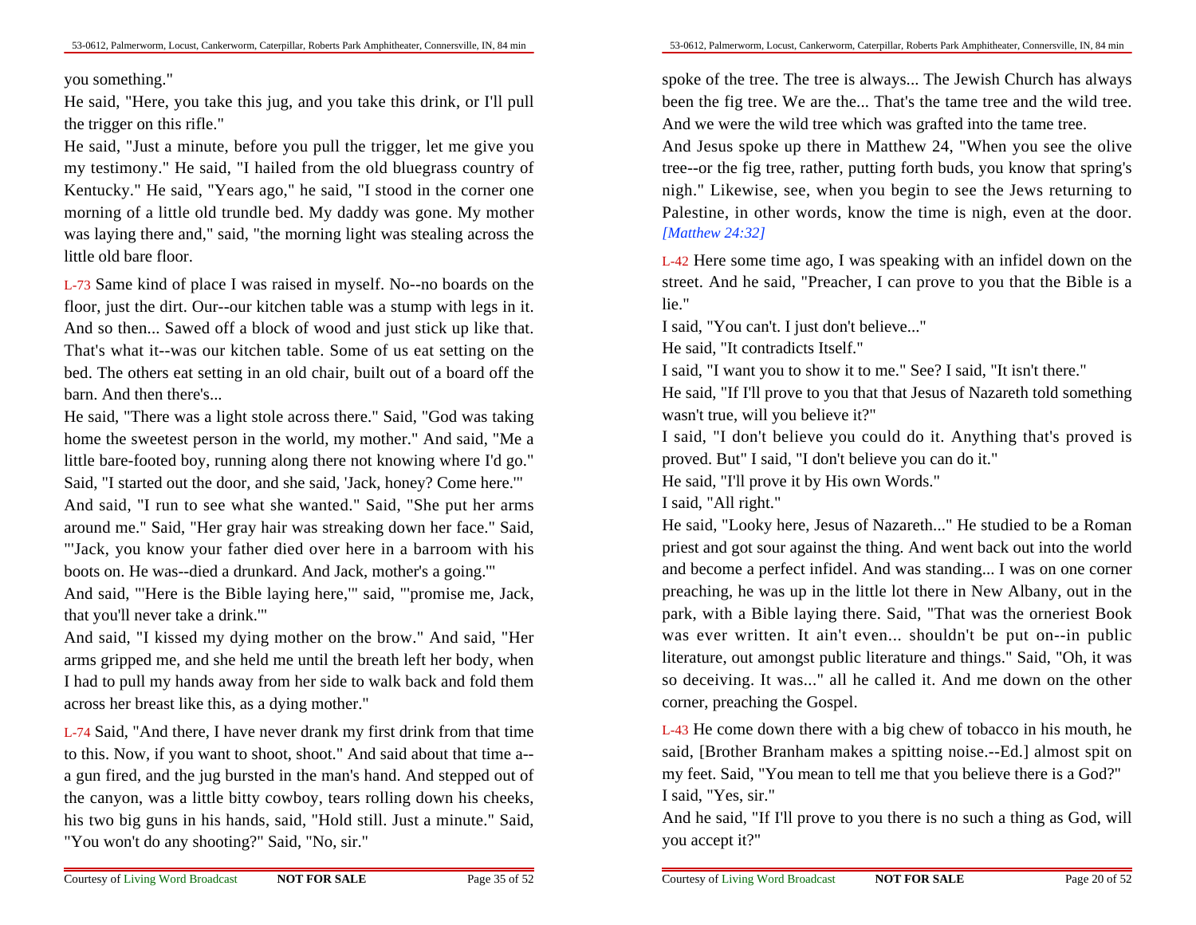you something."

He said, "Here, you take this jug, and you take this drink, or I'll pull the trigger on this rifle."

He said, "Just a minute, before you pull the trigger, let me give you my testimony." He said, "I hailed from the old bluegrass country of Kentucky." He said, "Years ago," he said, "I stood in the corner one morning of a little old trundle bed. My daddy was gone. My mother was laying there and," said, "the morning light was stealing across the little old bare floor.

L-73 Same kind of place I was raised in myself. No--no boards on the floor, just the dirt. Our--our kitchen table was a stump with legs in it. And so then... Sawed off a block of wood and just stick up like that. That's what it--was our kitchen table. Some of us eat setting on the bed. The others eat setting in an old chair, built out of a board off the barn. And then there's...

He said, "There was a light stole across there." Said, "God was taking home the sweetest person in the world, my mother." And said, "Me a little bare-footed boy, running along there not knowing where I'd go." Said, "I started out the door, and she said, 'Jack, honey? Come here.'"

And said, "I run to see what she wanted." Said, "She put her arms around me." Said, "Her gray hair was streaking down her face." Said, "'Jack, you know your father died over here in a barroom with his boots on. He was--died a drunkard. And Jack, mother's a going.'"

And said, "'Here is the Bible laying here,'" said, "'promise me, Jack, that you'll never take a drink.'"

And said, "I kissed my dying mother on the brow." And said, "Her arms gripped me, and she held me until the breath left her body, when I had to pull my hands away from her side to walk back and fold them across her breast like this, as a dying mother."

L-74 Said, "And there, I have never drank my first drink from that time to this. Now, if you want to shoot, shoot." And said about that time a--a gun fired, and the jug bursted in the man's hand. And stepped out of the canyon, was a little bitty cowboy, tears rolling down his cheeks, his two big guns in his hands, said, "Hold still. Just a minute." Said, "You won't do any shooting?" Said, "No, sir."

spoke of the tree. The tree is always... The Jewish Church has always been the fig tree. We are the... That's the tame tree and the wild tree. And we were the wild tree which was grafted into the tame tree.

And Jesus spoke up there in Matthew 24, "When you see the olive tree--or the fig tree, rather, putting forth buds, you know that spring's nigh." Likewise, see, when you begin to see the Jews returning to Palestine, in other words, know the time is nigh, even at the door. *[Matthew 24:32]*

L-42 Here some time ago, I was speaking with an infidel down on the street. And he said, "Preacher, I can prove to you that the Bible is a lie."

I said, "You can't. I just don't believe..."

He said, "It contradicts Itself."

I said, "I want you to show it to me." See? I said, "It isn't there."

He said, "If I'll prove to you that that Jesus of Nazareth told something wasn't true, will you believe it?"

I said, "I don't believe you could do it. Anything that's proved is proved. But" I said, "I don't believe you can do it."

He said, "I'll prove it by His own Words."

I said, "All right."

He said, "Looky here, Jesus of Nazareth..." He studied to be a Roman priest and got sour against the thing. And went back out into the world and become a perfect infidel. And was standing... I was on one corner preaching, he was up in the little lot there in New Albany, out in the park, with a Bible laying there. Said, "That was the orneriest Book was ever written. It ain't even... shouldn't be put on--in public literature, out amongst public literature and things." Said, "Oh, it was so deceiving. It was..." all he called it. And me down on the other corner, preaching the Gospel.

L-43 He come down there with a big chew of tobacco in his mouth, he said, [Brother Branham makes a spitting noise.--Ed.] almost spit on my feet. Said, "You mean to tell me that you believe there is a God?"

I said, "Yes, sir."

And he said, "If I'll prove to you there is no such a thing as God, will you accept it?"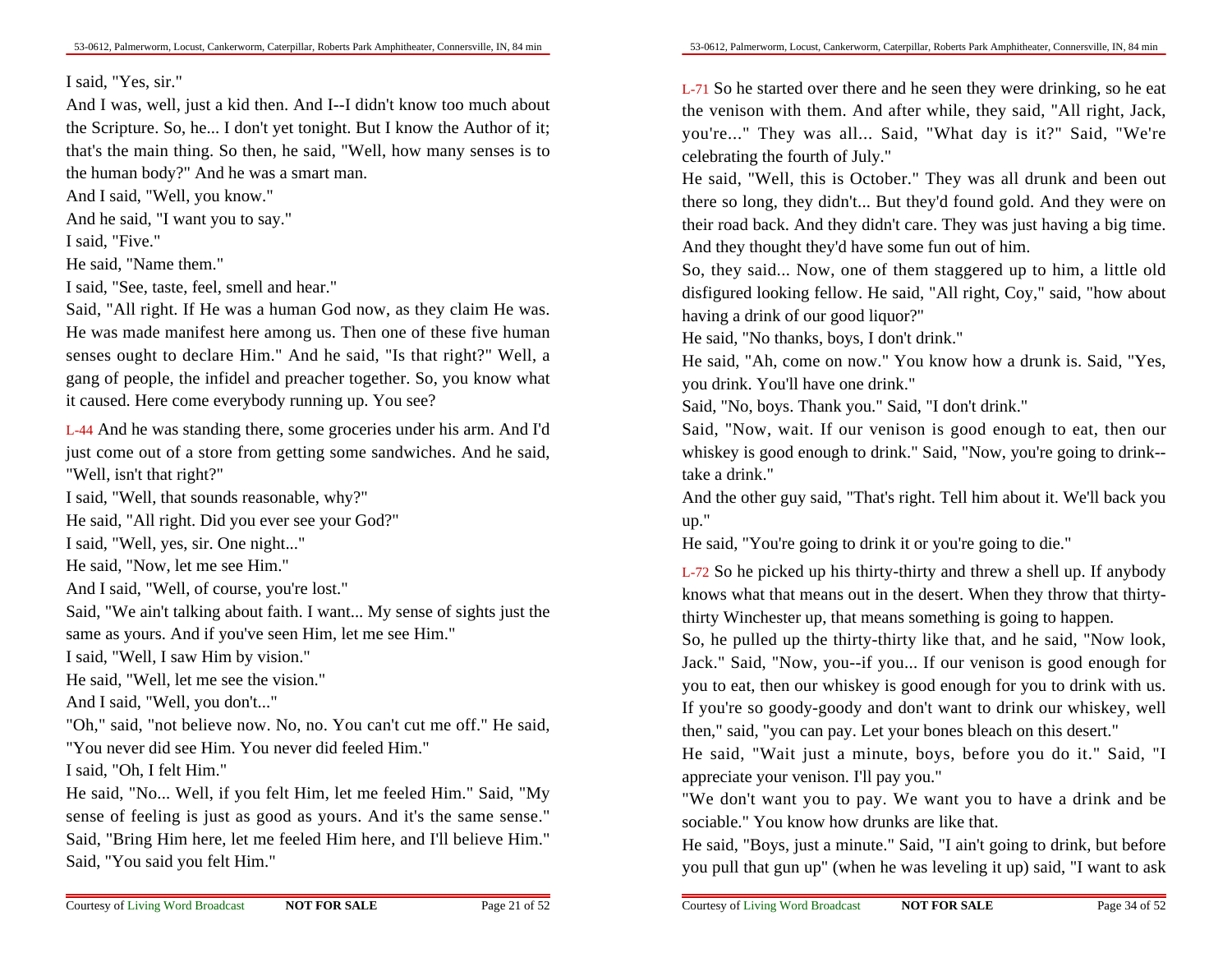I said, "Yes, sir."

And I was, well, just a kid then. And I--I didn't know too much about the Scripture. So, he... I don't yet tonight. But I know the Author of it; that's the main thing. So then, he said, "Well, how many senses is to the human body?" And he was a smart man.

And I said, "Well, you know."

And he said, "I want you to say."

I said, "Five."

He said, "Name them."

I said, "See, taste, feel, smell and hear."

Said, "All right. If He was a human God now, as they claim He was. He was made manifest here among us. Then one of these five human senses ought to declare Him." And he said, "Is that right?" Well, a gang of people, the infidel and preacher together. So, you know what it caused. Here come everybody running up. You see?

L-44 And he was standing there, some groceries under his arm. And I'd just come out of a store from getting some sandwiches. And he said, "Well, isn't that right?"

I said, "Well, that sounds reasonable, why?"

He said, "All right. Did you ever see your God?"

I said, "Well, yes, sir. One night..."

He said, "Now, let me see Him."

And I said, "Well, of course, you're lost."

Said, "We ain't talking about faith. I want... My sense of sights just the same as yours. And if you've seen Him, let me see Him."

I said, "Well, I saw Him by vision."

He said, "Well, let me see the vision."

And I said, "Well, you don't..."

"Oh," said, "not believe now. No, no. You can't cut me off." He said, "You never did see Him. You never did feeled Him."

I said, "Oh, I felt Him."

He said, "No... Well, if you felt Him, let me feeled Him." Said, "My sense of feeling is just as good as yours. And it's the same sense." Said, "Bring Him here, let me feeled Him here, and I'll believe Him." Said, "You said you felt Him."

L-71 So he started over there and he seen they were drinking, so he eat the venison with them. And after while, they said, "All right, Jack, you're..." They was all... Said, "What day is it?" Said, "We're celebrating the fourth of July."

He said, "Well, this is October." They was all drunk and been out there so long, they didn't... But they'd found gold. And they were on their road back. And they didn't care. They was just having a big time. And they thought they'd have some fun out of him.

So, they said... Now, one of them staggered up to him, a little old disfigured looking fellow. He said, "All right, Coy," said, "how about having a drink of our good liquor?"

He said, "No thanks, boys, I don't drink."

He said, "Ah, come on now." You know how a drunk is. Said, "Yes, you drink. You'll have one drink."

Said, "No, boys. Thank you." Said, "I don't drink."

Said, "Now, wait. If our venison is good enough to eat, then our whiskey is good enough to drink." Said, "Now, you're going to drink--take a drink."

And the other guy said, "That's right. Tell him about it. We'll back you up."

He said, "You're going to drink it or you're going to die."

L-72 So he picked up his thirty-thirty and threw a shell up. If anybody knows what that means out in the desert. When they throw that thirty-thirty Winchester up, that means something is going to happen.

So, he pulled up the thirty-thirty like that, and he said, "Now look, Jack." Said, "Now, you--if you... If our venison is good enough for you to eat, then our whiskey is good enough for you to drink with us. If you're so goody-goody and don't want to drink our whiskey, well then," said, "you can pay. Let your bones bleach on this desert."

He said, "Wait just a minute, boys, before you do it." Said, "I appreciate your venison. I'll pay you."

"We don't want you to pay. We want you to have a drink and be sociable." You know how drunks are like that.

He said, "Boys, just a minute." Said, "I ain't going to drink, but before you pull that gun up" (when he was leveling it up) said, "I want to ask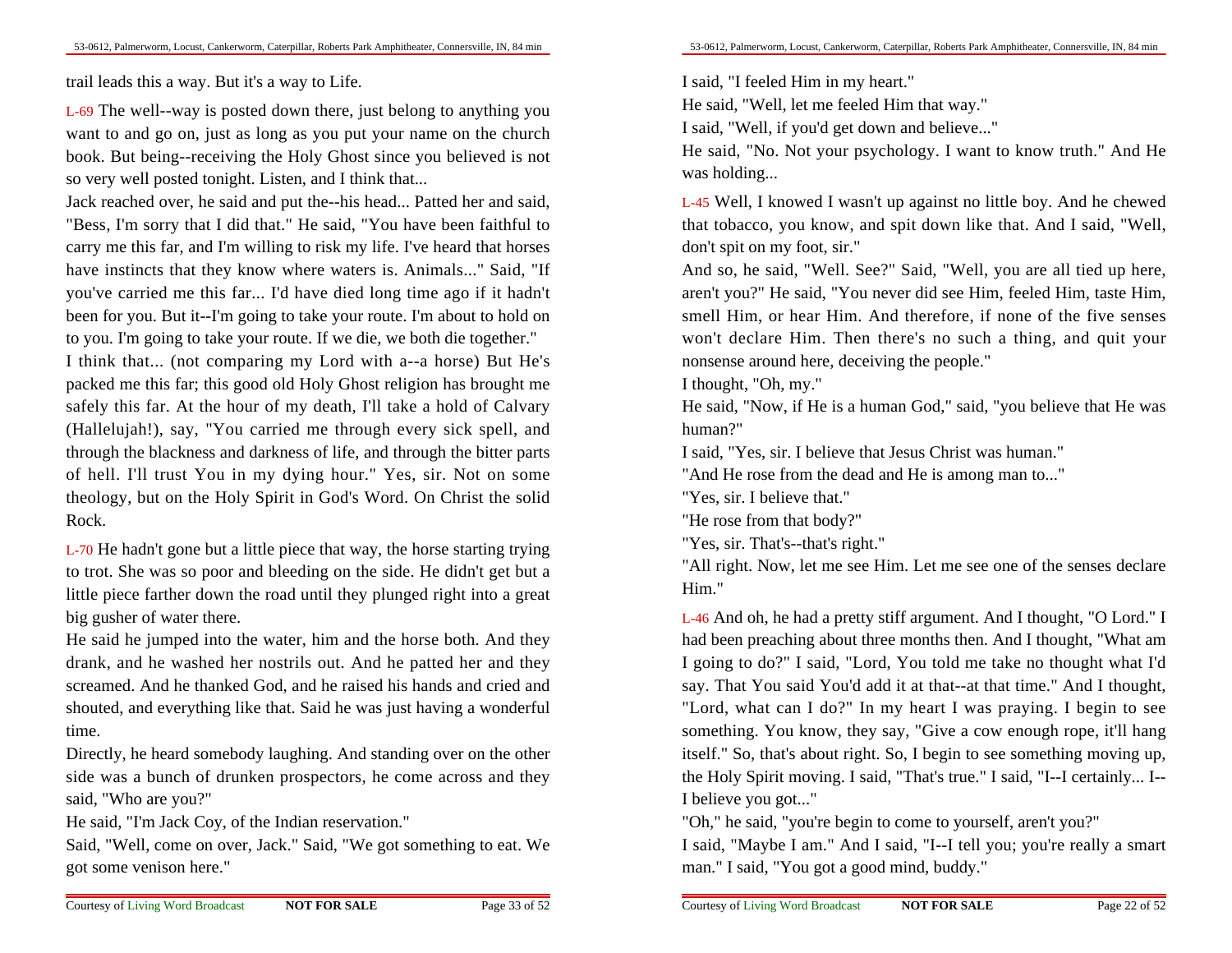trail leads this a way. But it's a way to Life.

L-69 The well--way is posted down there, just belong to anything you want to and go on, just as long as you put your name on the church book. But being--receiving the Holy Ghost since you believed is not so very well posted tonight. Listen, and I think that...

Jack reached over, he said and put the--his head... Patted her and said, "Bess, I'm sorry that I did that." He said, "You have been faithful to carry me this far, and I'm willing to risk my life. I've heard that horses have instincts that they know where waters is. Animals..." Said, "If you've carried me this far... I'd have died long time ago if it hadn't been for you. But it--I'm going to take your route. I'm about to hold on to you. I'm going to take your route. If we die, we both die together."

I think that... (not comparing my Lord with a--a horse) But He's packed me this far; this good old Holy Ghost religion has brought me safely this far. At the hour of my death, I'll take a hold of Calvary (Hallelujah!), say, "You carried me through every sick spell, and through the blackness and darkness of life, and through the bitter parts of hell. I'll trust You in my dying hour." Yes, sir. Not on some theology, but on the Holy Spirit in God's Word. On Christ the solid Rock.

L-70 He hadn't gone but a little piece that way, the horse starting trying to trot. She was so poor and bleeding on the side. He didn't get but a little piece farther down the road until they plunged right into a great big gusher of water there.

He said he jumped into the water, him and the horse both. And they drank, and he washed her nostrils out. And he patted her and they screamed. And he thanked God, and he raised his hands and cried and shouted, and everything like that. Said he was just having a wonderful time.

Directly, he heard somebody laughing. And standing over on the other side was a bunch of drunken prospectors, he come across and they said, "Who are you?"

He said, "I'm Jack Coy, of the Indian reservation."

Said, "Well, come on over, Jack." Said, "We got something to eat. We got some venison here."

I said, "I feeled Him in my heart."

He said, "Well, let me feeled Him that way."

I said, "Well, if you'd get down and believe..."

He said, "No. Not your psychology. I want to know truth." And He was holding...

L-45 Well, I knowed I wasn't up against no little boy. And he chewed that tobacco, you know, and spit down like that. And I said, "Well, don't spit on my foot, sir."

And so, he said, "Well. See?" Said, "Well, you are all tied up here, aren't you?" He said, "You never did see Him, feeled Him, taste Him, smell Him, or hear Him. And therefore, if none of the five senses won't declare Him. Then there's no such a thing, and quit your nonsense around here, deceiving the people."

I thought, "Oh, my."

He said, "Now, if He is a human God," said, "you believe that He was human?"

I said, "Yes, sir. I believe that Jesus Christ was human."

"And He rose from the dead and He is among man to..."

"Yes, sir. I believe that."

"He rose from that body?"

"Yes, sir. That's--that's right."

"All right. Now, let me see Him. Let me see one of the senses declare Him."

L-46 And oh, he had a pretty stiff argument. And I thought, "O Lord." I had been preaching about three months then. And I thought, "What am I going to do?" I said, "Lord, You told me take no thought what I'd say. That You said You'd add it at that--at that time." And I thought, "Lord, what can I do?" In my heart I was praying. I begin to see something. You know, they say, "Give a cow enough rope, it'll hang itself." So, that's about right. So, I begin to see something moving up, the Holy Spirit moving. I said, "That's true." I said, "I--I certainly... I--I believe you got..."

"Oh," he said, "you're begin to come to yourself, aren't you?"

I said, "Maybe I am." And I said, "I--I tell you; you're really a smart man." I said, "You got a good mind, buddy."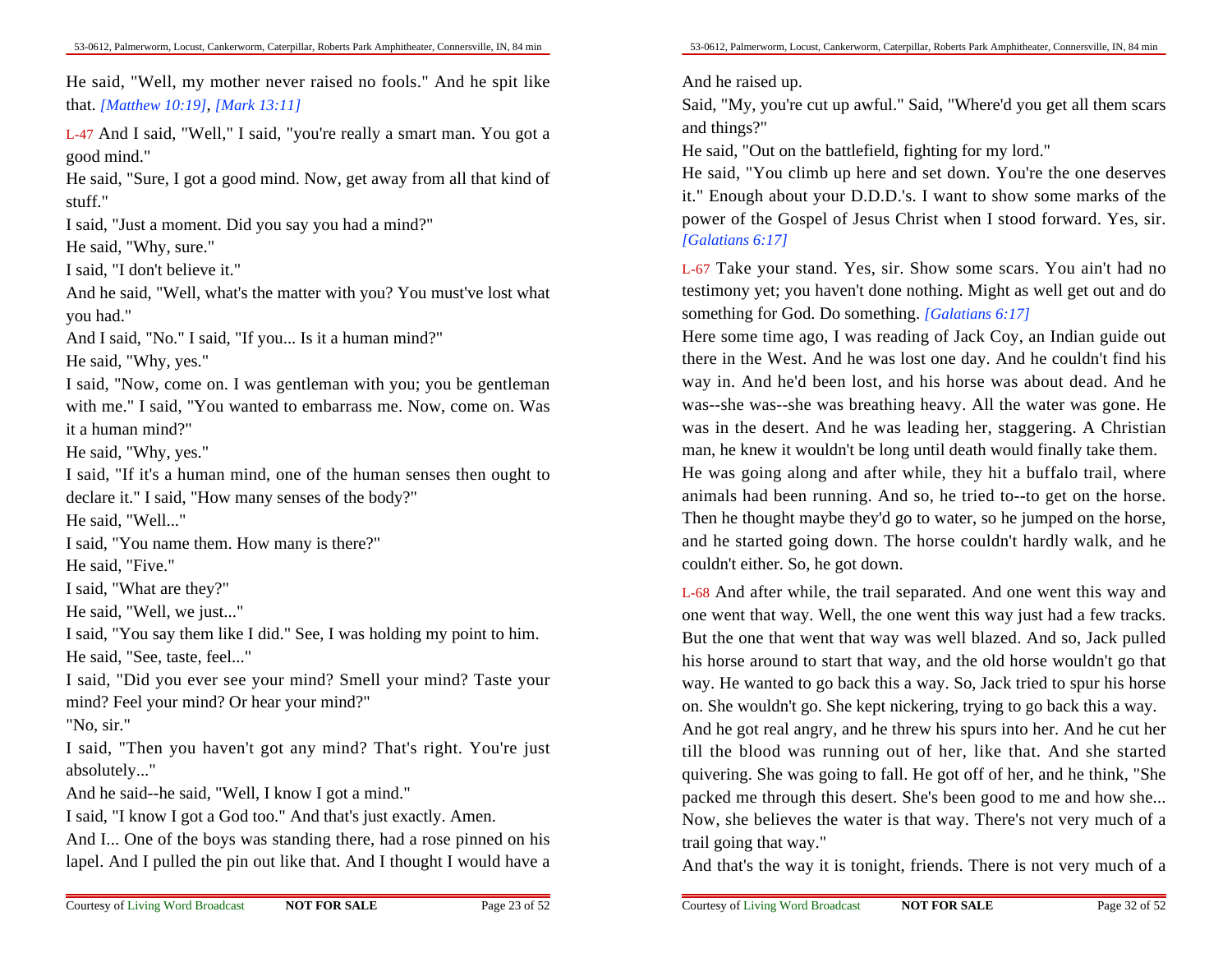He said, "Well, my mother never raised no fools." And he spit like that. *[Matthew 10:19]*, *[Mark 13:11]*

L-47 And I said, "Well," I said, "you're really a smart man. You got a good mind."

He said, "Sure, I got a good mind. Now, get away from all that kind of stuff."

I said, "Just a moment. Did you say you had a mind?"

He said, "Why, sure."

I said, "I don't believe it."

And he said, "Well, what's the matter with you? You must've lost what you had."

And I said, "No." I said, "If you... Is it a human mind?"

He said, "Why, yes."

I said, "Now, come on. I was gentleman with you; you be gentleman with me." I said, "You wanted to embarrass me. Now, come on. Was it a human mind?"

He said, "Why, yes."

I said, "If it's a human mind, one of the human senses then ought to declare it." I said, "How many senses of the body?"

He said, "Well..."

I said, "You name them. How many is there?"

He said, "Five."

I said, "What are they?"

He said, "Well, we just..."

I said, "You say them like I did." See, I was holding my point to him.

He said, "See, taste, feel..."

I said, "Did you ever see your mind? Smell your mind? Taste your mind? Feel your mind? Or hear your mind?"

"No, sir."

I said, "Then you haven't got any mind? That's right. You're just absolutely..."

And he said--he said, "Well, I know I got a mind."

I said, "I know I got a God too." And that's just exactly. Amen.

And I... One of the boys was standing there, had a rose pinned on his lapel. And I pulled the pin out like that. And I thought I would have a

And he raised up.

Said, "My, you're cut up awful." Said, "Where'd you get all them scars and things?"

He said, "Out on the battlefield, fighting for my lord."

He said, "You climb up here and set down. You're the one deserves it." Enough about your D.D.D.'s. I want to show some marks of the power of the Gospel of Jesus Christ when I stood forward. Yes, sir. *[Galatians 6:17]*

L-67 Take your stand. Yes, sir. Show some scars. You ain't had no testimony yet; you haven't done nothing. Might as well get out and do something for God. Do something. *[Galatians 6:17]*

Here some time ago, I was reading of Jack Coy, an Indian guide out there in the West. And he was lost one day. And he couldn't find his way in. And he'd been lost, and his horse was about dead. And he was--she was--she was breathing heavy. All the water was gone. He was in the desert. And he was leading her, staggering. A Christian man, he knew it wouldn't be long until death would finally take them.

He was going along and after while, they hit a buffalo trail, where animals had been running. And so, he tried to--to get on the horse. Then he thought maybe they'd go to water, so he jumped on the horse, and he started going down. The horse couldn't hardly walk, and he couldn't either. So, he got down.

L-68 And after while, the trail separated. And one went this way and one went that way. Well, the one went this way just had a few tracks. But the one that went that way was well blazed. And so, Jack pulled his horse around to start that way, and the old horse wouldn't go that way. He wanted to go back this a way. So, Jack tried to spur his horse on. She wouldn't go. She kept nickering, trying to go back this a way.

And he got real angry, and he threw his spurs into her. And he cut her till the blood was running out of her, like that. And she started quivering. She was going to fall. He got off of her, and he think, "She packed me through this desert. She's been good to me and how she... Now, she believes the water is that way. There's not very much of a trail going that way."

And that's the way it is tonight, friends. There is not very much of a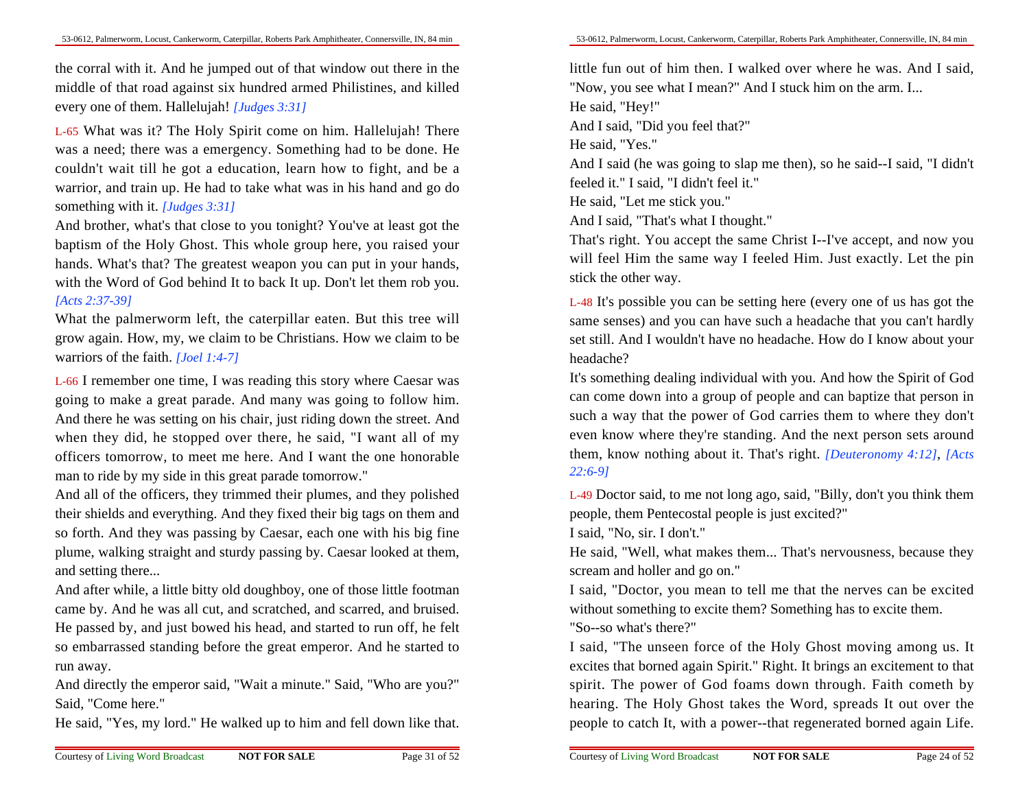the corral with it. And he jumped out of that window out there in the middle of that road against six hundred armed Philistines, and killed every one of them. Hallelujah! *[Judges 3:31]*

L-65 What was it? The Holy Spirit come on him. Hallelujah! There was a need; there was a emergency. Something had to be done. He couldn't wait till he got a education, learn how to fight, and be a warrior, and train up. He had to take what was in his hand and go do something with it. *[Judges 3:31]*

And brother, what's that close to you tonight? You've at least got the baptism of the Holy Ghost. This whole group here, you raised your hands. What's that? The greatest weapon you can put in your hands, with the Word of God behind It to back It up. Don't let them rob you. *[Acts 2:37-39]*

What the palmerworm left, the caterpillar eaten. But this tree will grow again. How, my, we claim to be Christians. How we claim to be warriors of the faith. *[Joel 1:4-7]*

L-66 I remember one time, I was reading this story where Caesar was going to make a great parade. And many was going to follow him. And there he was setting on his chair, just riding down the street. And when they did, he stopped over there, he said, "I want all of my officers tomorrow, to meet me here. And I want the one honorable man to ride by my side in this great parade tomorrow."

And all of the officers, they trimmed their plumes, and they polished their shields and everything. And they fixed their big tags on them and so forth. And they was passing by Caesar, each one with his big fine plume, walking straight and sturdy passing by. Caesar looked at them, and setting there...

And after while, a little bitty old doughboy, one of those little footman came by. And he was all cut, and scratched, and scarred, and bruised. He passed by, and just bowed his head, and started to run off, he felt so embarrassed standing before the great emperor. And he started to run away.

And directly the emperor said, "Wait a minute." Said, "Who are you?" Said, "Come here."

He said, "Yes, my lord." He walked up to him and fell down like that.

little fun out of him then. I walked over where he was. And I said, "Now, you see what I mean?" And I stuck him on the arm. I...

He said, "Hey!"

And I said, "Did you feel that?"

He said, "Yes."

And I said (he was going to slap me then), so he said--I said, "I didn't feeled it." I said, "I didn't feel it."

He said, "Let me stick you."

And I said, "That's what I thought."

That's right. You accept the same Christ I--I've accept, and now you will feel Him the same way I feeled Him. Just exactly. Let the pin stick the other way.

L-48 It's possible you can be setting here (every one of us has got the same senses) and you can have such a headache that you can't hardly set still. And I wouldn't have no headache. How do I know about your headache?

It's something dealing individual with you. And how the Spirit of God can come down into a group of people and can baptize that person in such a way that the power of God carries them to where they don't even know where they're standing. And the next person sets around them, know nothing about it. That's right. *[Deuteronomy 4:12]*, *[Acts 22:6-9]*

L-49 Doctor said, to me not long ago, said, "Billy, don't you think them people, them Pentecostal people is just excited?"

I said, "No, sir. I don't."

He said, "Well, what makes them... That's nervousness, because they scream and holler and go on."

I said, "Doctor, you mean to tell me that the nerves can be excited without something to excite them? Something has to excite them.

"So--so what's there?"

I said, "The unseen force of the Holy Ghost moving among us. It excites that borned again Spirit." Right. It brings an excitement to that spirit. The power of God foams down through. Faith cometh by hearing. The Holy Ghost takes the Word, spreads It out over the people to catch It, with a power--that regenerated borned again Life.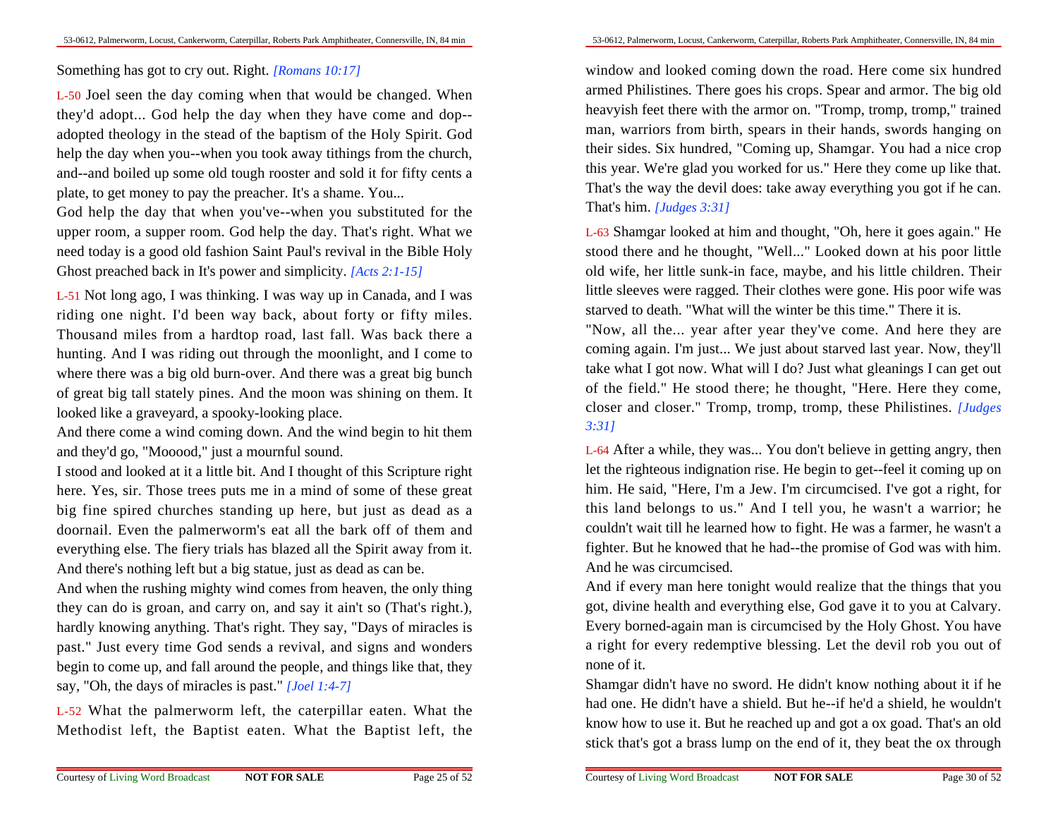Something has got to cry out. Right. *[Romans 10:17]*

L-50 Joel seen the day coming when that would be changed. When they'd adopt... God help the day when they have come and dop--adopted theology in the stead of the baptism of the Holy Spirit. God help the day when you--when you took away tithings from the church, and--and boiled up some old tough rooster and sold it for fifty cents a plate, to get money to pay the preacher. It's a shame. You...

God help the day that when you've--when you substituted for the upper room, a supper room. God help the day. That's right. What we need today is a good old fashion Saint Paul's revival in the Bible Holy Ghost preached back in It's power and simplicity. *[Acts 2:1-15]*

L-51 Not long ago, I was thinking. I was way up in Canada, and I was riding one night. I'd been way back, about forty or fifty miles. Thousand miles from a hardtop road, last fall. Was back there a hunting. And I was riding out through the moonlight, and I come to where there was a big old burn-over. And there was a great big bunch of great big tall stately pines. And the moon was shining on them. It looked like a graveyard, a spooky-looking place.

And there come a wind coming down. And the wind begin to hit them and they'd go, "Mooood," just a mournful sound.

I stood and looked at it a little bit. And I thought of this Scripture right here. Yes, sir. Those trees puts me in a mind of some of these great big fine spired churches standing up here, but just as dead as a doornail. Even the palmerworm's eat all the bark off of them and everything else. The fiery trials has blazed all the Spirit away from it. And there's nothing left but a big statue, just as dead as can be.

And when the rushing mighty wind comes from heaven, the only thing they can do is groan, and carry on, and say it ain't so (That's right.), hardly knowing anything. That's right. They say, "Days of miracles is past." Just every time God sends a revival, and signs and wonders begin to come up, and fall around the people, and things like that, they say, "Oh, the days of miracles is past." *[Joel 1:4-7]*

L-52 What the palmerworm left, the caterpillar eaten. What the Methodist left, the Baptist eaten. What the Baptist left, the

window and looked coming down the road. Here come six hundred armed Philistines. There goes his crops. Spear and armor. The big old heavyish feet there with the armor on. "Tromp, tromp, tromp," trained man, warriors from birth, spears in their hands, swords hanging on their sides. Six hundred, "Coming up, Shamgar. You had a nice crop this year. We're glad you worked for us." Here they come up like that. That's the way the devil does: take away everything you got if he can. That's him. *[Judges 3:31]*

L-63 Shamgar looked at him and thought, "Oh, here it goes again." He stood there and he thought, "Well..." Looked down at his poor little old wife, her little sunk-in face, maybe, and his little children. Their little sleeves were ragged. Their clothes were gone. His poor wife was starved to death. "What will the winter be this time." There it is.

"Now, all the... year after year they've come. And here they are coming again. I'm just... We just about starved last year. Now, they'll take what I got now. What will I do? Just what gleanings I can get out of the field." He stood there; he thought, "Here. Here they come, closer and closer." Tromp, tromp, tromp, these Philistines. *[Judges 3:31]*

L-64 After a while, they was... You don't believe in getting angry, then let the righteous indignation rise. He begin to get--feel it coming up on him. He said, "Here, I'm a Jew. I'm circumcised. I've got a right, for this land belongs to us." And I tell you, he wasn't a warrior; he couldn't wait till he learned how to fight. He was a farmer, he wasn't a fighter. But he knowed that he had--the promise of God was with him. And he was circumcised.

And if every man here tonight would realize that the things that you got, divine health and everything else, God gave it to you at Calvary. Every borned-again man is circumcised by the Holy Ghost. You have a right for every redemptive blessing. Let the devil rob you out of none of it.

Shamgar didn't have no sword. He didn't know nothing about it if he had one. He didn't have a shield. But he--if he'd a shield, he wouldn't know how to use it. But he reached up and got a ox goad. That's an old stick that's got a brass lump on the end of it, they beat the ox through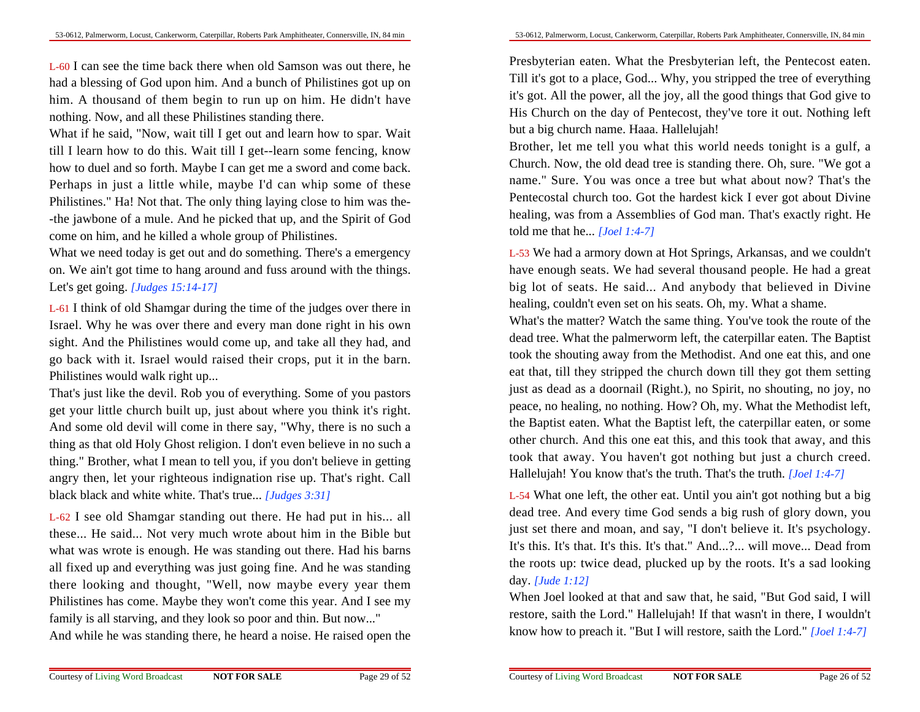L-60 I can see the time back there when old Samson was out there, he had a blessing of God upon him. And a bunch of Philistines got up on him. A thousand of them begin to run up on him. He didn't have nothing. Now, and all these Philistines standing there.

What if he said, "Now, wait till I get out and learn how to spar. Wait till I learn how to do this. Wait till I get--learn some fencing, know how to duel and so forth. Maybe I can get me a sword and come back. Perhaps in just a little while, maybe I'd can whip some of these Philistines." Ha! Not that. The only thing laying close to him was the--the jawbone of a mule. And he picked that up, and the Spirit of God come on him, and he killed a whole group of Philistines.

What we need today is get out and do something. There's a emergency on. We ain't got time to hang around and fuss around with the things. Let's get going. *[Judges 15:14-17]*

L-61 I think of old Shamgar during the time of the judges over there in Israel. Why he was over there and every man done right in his own sight. And the Philistines would come up, and take all they had, and go back with it. Israel would raised their crops, put it in the barn. Philistines would walk right up...

That's just like the devil. Rob you of everything. Some of you pastors get your little church built up, just about where you think it's right. And some old devil will come in there say, "Why, there is no such a thing as that old Holy Ghost religion. I don't even believe in no such a thing." Brother, what I mean to tell you, if you don't believe in getting angry then, let your righteous indignation rise up. That's right. Call black black and white white. That's true... *[Judges 3:31]*

L-62 I see old Shamgar standing out there. He had put in his... all these... He said... Not very much wrote about him in the Bible but what was wrote is enough. He was standing out there. Had his barns all fixed up and everything was just going fine. And he was standing there looking and thought, "Well, now maybe every year them Philistines has come. Maybe they won't come this year. And I see my family is all starving, and they look so poor and thin. But now..."

And while he was standing there, he heard a noise. He raised open the

Presbyterian eaten. What the Presbyterian left, the Pentecost eaten. Till it's got to a place, God... Why, you stripped the tree of everything it's got. All the power, all the joy, all the good things that God give to His Church on the day of Pentecost, they've tore it out. Nothing left but a big church name. Haaa. Hallelujah!

Brother, let me tell you what this world needs tonight is a gulf, a Church. Now, the old dead tree is standing there. Oh, sure. "We got a name." Sure. You was once a tree but what about now? That's the Pentecostal church too. Got the hardest kick I ever got about Divine healing, was from a Assemblies of God man. That's exactly right. He told me that he... *[Joel 1:4-7]*

L-53 We had a armory down at Hot Springs, Arkansas, and we couldn't have enough seats. We had several thousand people. He had a great big lot of seats. He said... And anybody that believed in Divine healing, couldn't even set on his seats. Oh, my. What a shame.

What's the matter? Watch the same thing. You've took the route of the dead tree. What the palmerworm left, the caterpillar eaten. The Baptist took the shouting away from the Methodist. And one eat this, and one eat that, till they stripped the church down till they got them setting just as dead as a doornail (Right.), no Spirit, no shouting, no joy, no peace, no healing, no nothing. How? Oh, my. What the Methodist left, the Baptist eaten. What the Baptist left, the caterpillar eaten, or some other church. And this one eat this, and this took that away, and this took that away. You haven't got nothing but just a church creed. Hallelujah! You know that's the truth. That's the truth. *[Joel 1:4-7]*

L-54 What one left, the other eat. Until you ain't got nothing but a big dead tree. And every time God sends a big rush of glory down, you just set there and moan, and say, "I don't believe it. It's psychology. It's this. It's that. It's this. It's that." And...?... will move... Dead from the roots up: twice dead, plucked up by the roots. It's a sad looking day. *[Jude 1:12]*

When Joel looked at that and saw that, he said, "But God said, I will restore, saith the Lord." Hallelujah! If that wasn't in there, I wouldn't know how to preach it. "But I will restore, saith the Lord." *[Joel 1:4-7]*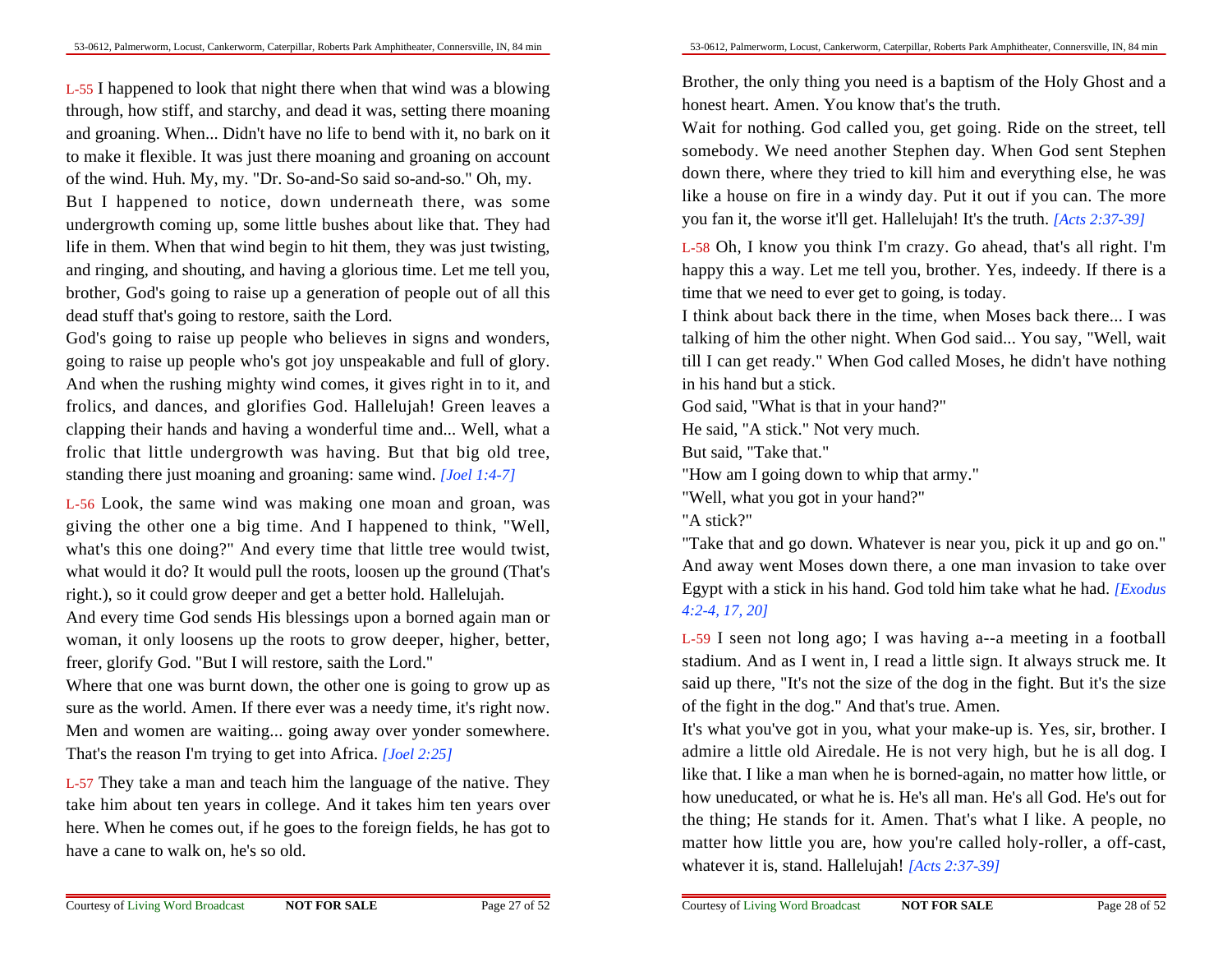L-55 I happened to look that night there when that wind was a blowing through, how stiff, and starchy, and dead it was, setting there moaning and groaning. When... Didn't have no life to bend with it, no bark on it to make it flexible. It was just there moaning and groaning on account of the wind. Huh. My, my. "Dr. So-and-So said so-and-so." Oh, my.

But I happened to notice, down underneath there, was some undergrowth coming up, some little bushes about like that. They had life in them. When that wind begin to hit them, they was just twisting, and ringing, and shouting, and having a glorious time. Let me tell you, brother, God's going to raise up a generation of people out of all this dead stuff that's going to restore, saith the Lord.

God's going to raise up people who believes in signs and wonders, going to raise up people who's got joy unspeakable and full of glory. And when the rushing mighty wind comes, it gives right in to it, and frolics, and dances, and glorifies God. Hallelujah! Green leaves a clapping their hands and having a wonderful time and... Well, what a frolic that little undergrowth was having. But that big old tree, standing there just moaning and groaning: same wind. *[Joel 1:4-7]*

L-56 Look, the same wind was making one moan and groan, was giving the other one a big time. And I happened to think, "Well, what's this one doing?" And every time that little tree would twist, what would it do? It would pull the roots, loosen up the ground (That's right.), so it could grow deeper and get a better hold. Hallelujah.

And every time God sends His blessings upon a borned again man or woman, it only loosens up the roots to grow deeper, higher, better, freer, glorify God. "But I will restore, saith the Lord."

Where that one was burnt down, the other one is going to grow up as sure as the world. Amen. If there ever was a needy time, it's right now. Men and women are waiting... going away over yonder somewhere. That's the reason I'm trying to get into Africa. *[Joel 2:25]*

L-57 They take a man and teach him the language of the native. They take him about ten years in college. And it takes him ten years over here. When he comes out, if he goes to the foreign fields, he has got to have a cane to walk on, he's so old.

Brother, the only thing you need is a baptism of the Holy Ghost and a honest heart. Amen. You know that's the truth.

Wait for nothing. God called you, get going. Ride on the street, tell somebody. We need another Stephen day. When God sent Stephen down there, where they tried to kill him and everything else, he was like a house on fire in a windy day. Put it out if you can. The more you fan it, the worse it'll get. Hallelujah! It's the truth. *[Acts 2:37-39]*

L-58 Oh, I know you think I'm crazy. Go ahead, that's all right. I'm happy this a way. Let me tell you, brother. Yes, indeedy. If there is a time that we need to ever get to going, is today.

I think about back there in the time, when Moses back there... I was talking of him the other night. When God said... You say, "Well, wait till I can get ready." When God called Moses, he didn't have nothing in his hand but a stick.

God said, "What is that in your hand?"

He said, "A stick." Not very much.

But said, "Take that."

"How am I going down to whip that army."

"Well, what you got in your hand?"

"A stick?"

"Take that and go down. Whatever is near you, pick it up and go on."

And away went Moses down there, a one man invasion to take over Egypt with a stick in his hand. God told him take what he had. *[Exodus 4:2-4, 17, 20]*

L-59 I seen not long ago; I was having a--a meeting in a football stadium. And as I went in, I read a little sign. It always struck me. It said up there, "It's not the size of the dog in the fight. But it's the size of the fight in the dog." And that's true. Amen.

It's what you've got in you, what your make-up is. Yes, sir, brother. I admire a little old Airedale. He is not very high, but he is all dog. I like that. I like a man when he is borned-again, no matter how little, or how uneducated, or what he is. He's all man. He's all God. He's out for the thing; He stands for it. Amen. That's what I like. A people, no matter how little you are, how you're called holy-roller, a off-cast, whatever it is, stand. Hallelujah! *[Acts 2:37-39]*